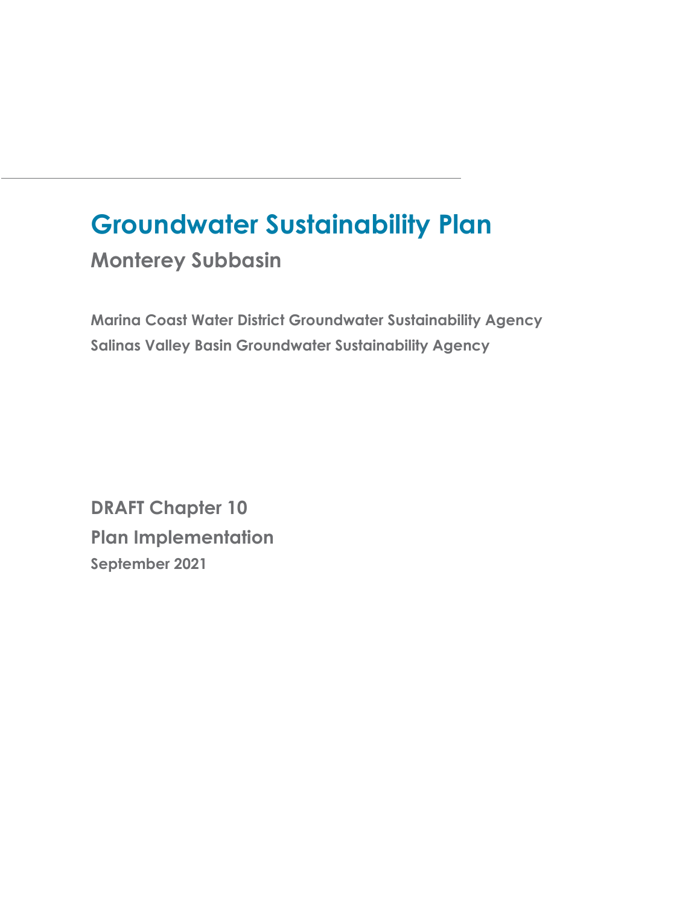# Groundwater Sustainability Plan

## Monterey Subbasin

**Marina Coast Water District Groundwater Sustainability Agency**

**Salinas Valley Basin Groundwater Sustainability Agency**

**DRAFT Chapter 10**

**Plan Implementation**

**September 2021**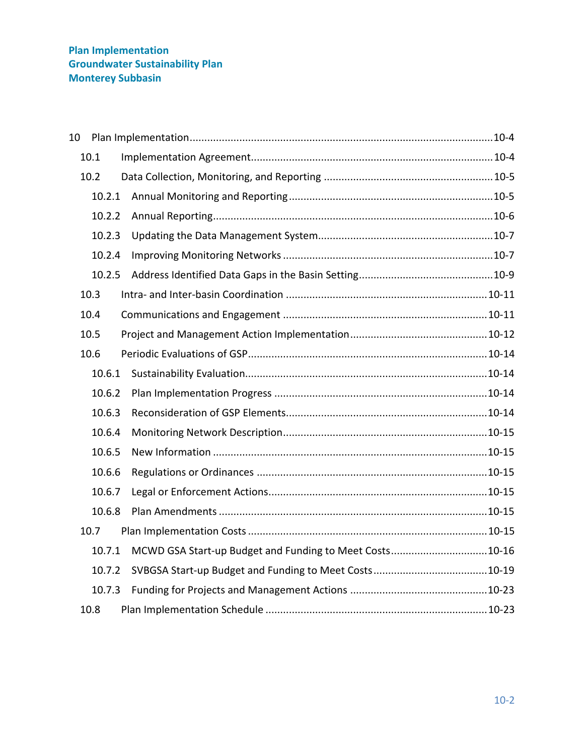10 Plan Implementation ........................................................................................................10-4

- 10.1 Implementation Agreement ....................................................................................10-4
- 10.2 Data Collection, Monitoring, and Reporting ..........................................................10-5
  - 10.2.1 Annual Monitoring and Reporting ......................................................................10-5
  - 10.2.2 Annual Reporting ...............................................................................................10-6
  - 10.2.3 Updating the Data Management System ............................................................10-7
  - 10.2.4 Improving Monitoring Networks ........................................................................10-7
  - 10.2.5 Address Identified Data Gaps in the Basin Setting ............................................10-9
- 10.3 Intra- and Inter-basin Coordination .......................................................................10-11
- 10.4 Communications and Engagement .........................................................................10-11
- 10.5 Project and Management Action Implementation .................................................10-12
- 10.6 Periodic Evaluations of GSP ...................................................................................10-14
  - 10.6.1 Sustainability Evaluation ...................................................................................10-14
  - 10.6.2 Plan Implementation Progress ...........................................................................10-14
  - 10.6.3 Reconsideration of GSP Elements ......................................................................10-14
  - 10.6.4 Monitoring Network Description ......................................................................10-15
  - 10.6.5 New Information ...............................................................................................10-15
  - 10.6.6 Regulations or Ordinances ................................................................................10-15
  - 10.6.7 Legal or Enforcement Actions ............................................................................10-15
  - 10.6.8 Plan Amendments .............................................................................................10-15
- 10.7 Plan Implementation Costs ....................................................................................10-15
  - 10.7.1 MCWD GSA Start-up Budget and Funding to Meet Costs ..................................10-16
  - 10.7.2 SVBGSA Start-up Budget and Funding to Meet Costs ........................................10-19
  - 10.7.3 Funding for Projects and Management Actions ................................................10-23
- 10.8 Plan Implementation Schedule ..............................................................................10-23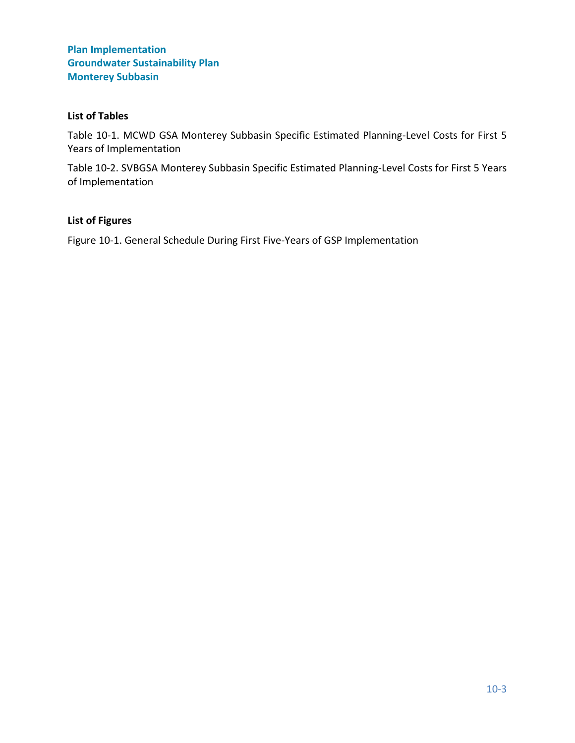**List of Tables**

Table 10-1. MCWD GSA Monterey Subbasin Specific Estimated Planning-Level Costs for First 5 Years of Implementation

Table 10-2. SVBGSA Monterey Subbasin Specific Estimated Planning-Level Costs for First 5 Years of Implementation

**List of Figures**

Figure 10-1. General Schedule During First Five-Years of GSP Implementation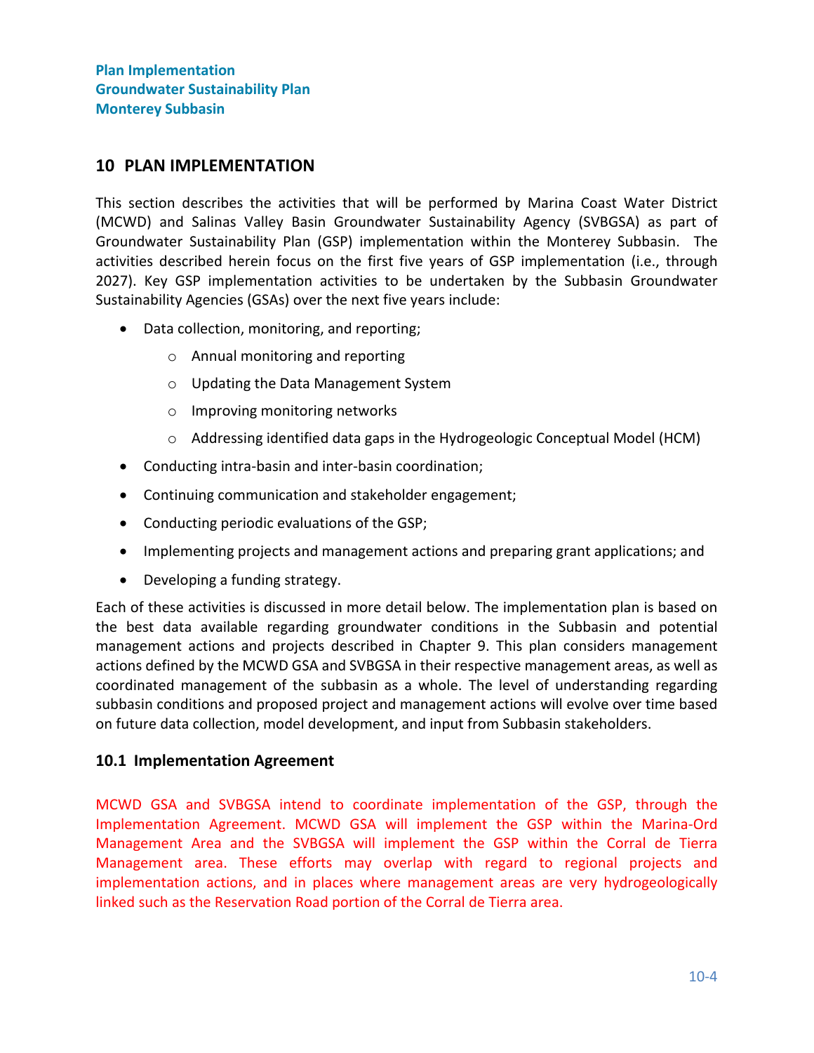# 10 PLAN IMPLEMENTATION

This section describes the activities that will be performed by Marina Coast Water District (MCWD) and Salinas Valley Basin Groundwater Sustainability Agency (SVBGSA) as part of Groundwater Sustainability Plan (GSP) implementation within the Monterey Subbasin. The activities described herein focus on the first five years of GSP implementation (i.e., through 2027). Key GSP implementation activities to be undertaken by the Subbasin Groundwater Sustainability Agencies (GSAs) over the next five years include:

- Data collection, monitoring, and reporting;
  - Annual monitoring and reporting
  - Updating the Data Management System
  - Improving monitoring networks
  - Addressing identified data gaps in the Hydrogeologic Conceptual Model (HCM)
- Conducting intra-basin and inter-basin coordination;
- Continuing communication and stakeholder engagement;
- Conducting periodic evaluations of the GSP;
- Implementing projects and management actions and preparing grant applications; and
- Developing a funding strategy.

Each of these activities is discussed in more detail below. The implementation plan is based on the best data available regarding groundwater conditions in the Subbasin and potential management actions and projects described in Chapter 9. This plan considers management actions defined by the MCWD GSA and SVBGSA in their respective management areas, as well as coordinated management of the subbasin as a whole. The level of understanding regarding subbasin conditions and proposed project and management actions will evolve over time based on future data collection, model development, and input from Subbasin stakeholders.

## 10.1 Implementation Agreement

MCWD GSA and SVBGSA intend to coordinate implementation of the GSP, through the Implementation Agreement. MCWD GSA will implement the GSP within the Marina-Ord Management Area and the SVBGSA will implement the GSP within the Corral de Tierra Management area. These efforts may overlap with regard to regional projects and implementation actions, and in places where management areas are very hydrogeologically linked such as the Reservation Road portion of the Corral de Tierra area.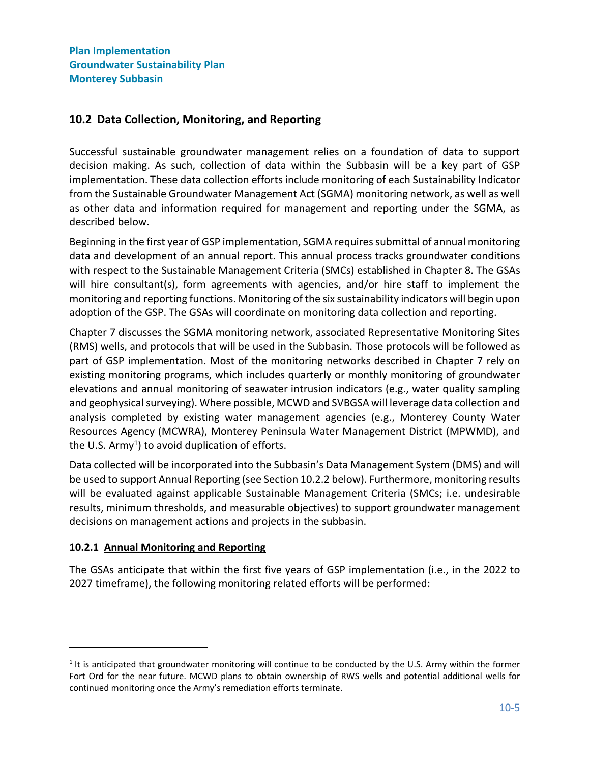## 10.2 Data Collection, Monitoring, and Reporting

Successful sustainable groundwater management relies on a foundation of data to support decision making. As such, collection of data within the Subbasin will be a key part of GSP implementation. These data collection efforts include monitoring of each Sustainability Indicator from the Sustainable Groundwater Management Act (SGMA) monitoring network, as well as well as other data and information required for management and reporting under the SGMA, as described below.

Beginning in the first year of GSP implementation, SGMA requires submittal of annual monitoring data and development of an annual report. This annual process tracks groundwater conditions with respect to the Sustainable Management Criteria (SMCs) established in Chapter 8. The GSAs will hire consultant(s), form agreements with agencies, and/or hire staff to implement the monitoring and reporting functions. Monitoring of the six sustainability indicators will begin upon adoption of the GSP. The GSAs will coordinate on monitoring data collection and reporting.

Chapter 7 discusses the SGMA monitoring network, associated Representative Monitoring Sites (RMS) wells, and protocols that will be used in the Subbasin. Those protocols will be followed as part of GSP implementation. Most of the monitoring networks described in Chapter 7 rely on existing monitoring programs, which includes quarterly or monthly monitoring of groundwater elevations and annual monitoring of seawater intrusion indicators (e.g., water quality sampling and geophysical surveying). Where possible, MCWD and SVBGSA will leverage data collection and analysis completed by existing water management agencies (e.g., Monterey County Water Resources Agency (MCWRA), Monterey Peninsula Water Management District (MPWMD), and the U.S. Army[1]) to avoid duplication of efforts.

Data collected will be incorporated into the Subbasin's Data Management System (DMS) and will be used to support Annual Reporting (see Section 10.2.2 below). Furthermore, monitoring results will be evaluated against applicable Sustainable Management Criteria (SMCs; i.e. undesirable results, minimum thresholds, and measurable objectives) to support groundwater management decisions on management actions and projects in the subbasin.

### 10.2.1 Annual Monitoring and Reporting

The GSAs anticipate that within the first five years of GSP implementation (i.e., in the 2022 to 2027 timeframe), the following monitoring related efforts will be performed:

[1] It is anticipated that groundwater monitoring will continue to be conducted by the U.S. Army within the former Fort Ord for the near future. MCWD plans to obtain ownership of RWS wells and potential additional wells for continued monitoring once the Army's remediation efforts terminate.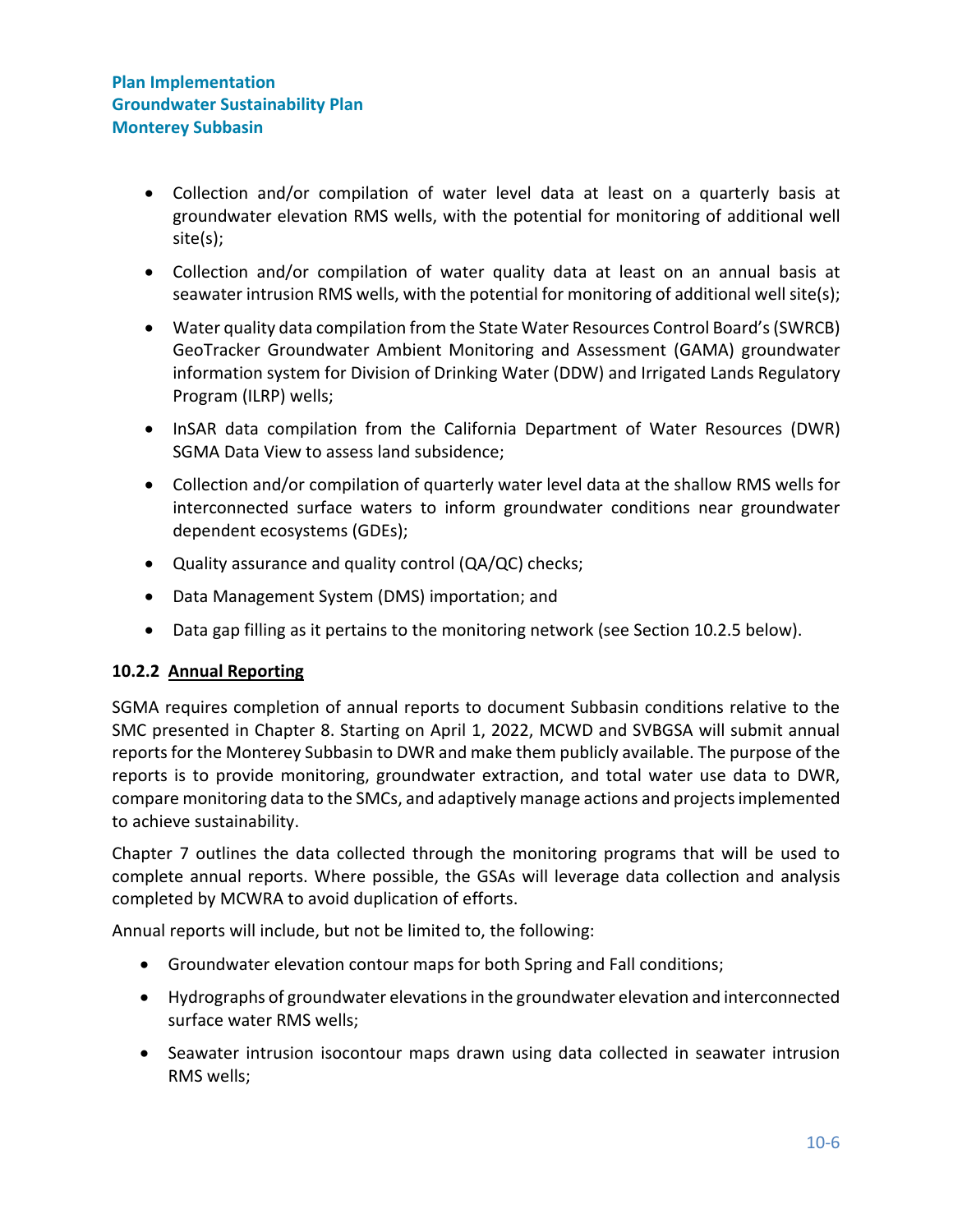- Collection and/or compilation of water level data at least on a quarterly basis at groundwater elevation RMS wells, with the potential for monitoring of additional well site(s);
- Collection and/or compilation of water quality data at least on an annual basis at seawater intrusion RMS wells, with the potential for monitoring of additional well site(s);
- Water quality data compilation from the State Water Resources Control Board's (SWRCB) GeoTracker Groundwater Ambient Monitoring and Assessment (GAMA) groundwater information system for Division of Drinking Water (DDW) and Irrigated Lands Regulatory Program (ILRP) wells;
- InSAR data compilation from the California Department of Water Resources (DWR) SGMA Data View to assess land subsidence;
- Collection and/or compilation of quarterly water level data at the shallow RMS wells for interconnected surface waters to inform groundwater conditions near groundwater dependent ecosystems (GDEs);
- Quality assurance and quality control (QA/QC) checks;
- Data Management System (DMS) importation; and
- Data gap filling as it pertains to the monitoring network (see Section 10.2.5 below).

### 10.2.2 Annual Reporting

SGMA requires completion of annual reports to document Subbasin conditions relative to the SMC presented in Chapter 8. Starting on April 1, 2022, MCWD and SVBGSA will submit annual reports for the Monterey Subbasin to DWR and make them publicly available. The purpose of the reports is to provide monitoring, groundwater extraction, and total water use data to DWR, compare monitoring data to the SMCs, and adaptively manage actions and projects implemented to achieve sustainability.

Chapter 7 outlines the data collected through the monitoring programs that will be used to complete annual reports. Where possible, the GSAs will leverage data collection and analysis completed by MCWRA to avoid duplication of efforts.

Annual reports will include, but not be limited to, the following:

- Groundwater elevation contour maps for both Spring and Fall conditions;
- Hydrographs of groundwater elevations in the groundwater elevation and interconnected surface water RMS wells;
- Seawater intrusion isocontour maps drawn using data collected in seawater intrusion RMS wells;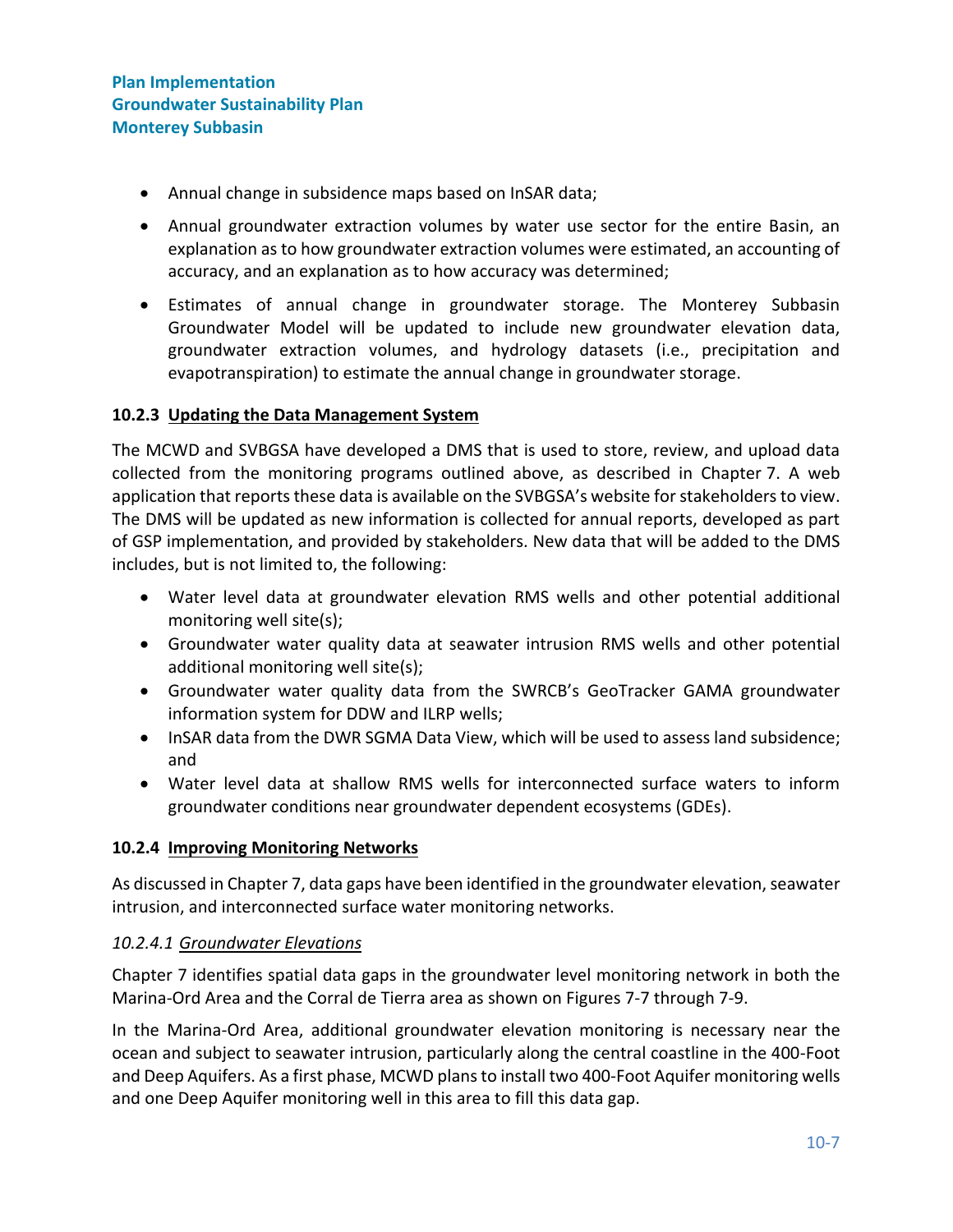- Annual change in subsidence maps based on InSAR data;
- Annual groundwater extraction volumes by water use sector for the entire Basin, an explanation as to how groundwater extraction volumes were estimated, an accounting of accuracy, and an explanation as to how accuracy was determined;
- Estimates of annual change in groundwater storage. The Monterey Subbasin Groundwater Model will be updated to include new groundwater elevation data, groundwater extraction volumes, and hydrology datasets (i.e., precipitation and evapotranspiration) to estimate the annual change in groundwater storage.

### 10.2.3 Updating the Data Management System

The MCWD and SVBGSA have developed a DMS that is used to store, review, and upload data collected from the monitoring programs outlined above, as described in Chapter 7. A web application that reports these data is available on the SVBGSA's website for stakeholders to view. The DMS will be updated as new information is collected for annual reports, developed as part of GSP implementation, and provided by stakeholders. New data that will be added to the DMS includes, but is not limited to, the following:

- Water level data at groundwater elevation RMS wells and other potential additional monitoring well site(s);
- Groundwater water quality data at seawater intrusion RMS wells and other potential additional monitoring well site(s);
- Groundwater water quality data from the SWRCB's GeoTracker GAMA groundwater information system for DDW and ILRP wells;
- InSAR data from the DWR SGMA Data View, which will be used to assess land subsidence; and
- Water level data at shallow RMS wells for interconnected surface waters to inform groundwater conditions near groundwater dependent ecosystems (GDEs).

### 10.2.4 Improving Monitoring Networks

As discussed in Chapter 7, data gaps have been identified in the groundwater elevation, seawater intrusion, and interconnected surface water monitoring networks.

#### *10.2.4.1 Groundwater Elevations*

Chapter 7 identifies spatial data gaps in the groundwater level monitoring network in both the Marina-Ord Area and the Corral de Tierra area as shown on Figures 7-7 through 7-9.

In the Marina-Ord Area, additional groundwater elevation monitoring is necessary near the ocean and subject to seawater intrusion, particularly along the central coastline in the 400-Foot and Deep Aquifers. As a first phase, MCWD plans to install two 400-Foot Aquifer monitoring wells and one Deep Aquifer monitoring well in this area to fill this data gap.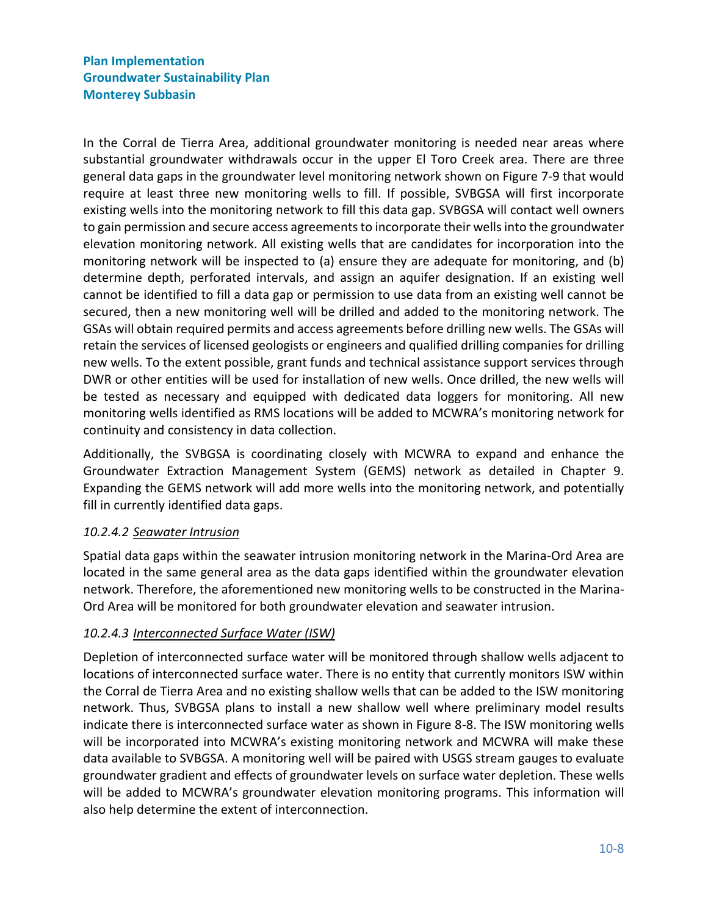In the Corral de Tierra Area, additional groundwater monitoring is needed near areas where substantial groundwater withdrawals occur in the upper El Toro Creek area. There are three general data gaps in the groundwater level monitoring network shown on Figure 7-9 that would require at least three new monitoring wells to fill. If possible, SVBGSA will first incorporate existing wells into the monitoring network to fill this data gap. SVBGSA will contact well owners to gain permission and secure access agreements to incorporate their wells into the groundwater elevation monitoring network. All existing wells that are candidates for incorporation into the monitoring network will be inspected to (a) ensure they are adequate for monitoring, and (b) determine depth, perforated intervals, and assign an aquifer designation. If an existing well cannot be identified to fill a data gap or permission to use data from an existing well cannot be secured, then a new monitoring well will be drilled and added to the monitoring network. The GSAs will obtain required permits and access agreements before drilling new wells. The GSAs will retain the services of licensed geologists or engineers and qualified drilling companies for drilling new wells. To the extent possible, grant funds and technical assistance support services through DWR or other entities will be used for installation of new wells. Once drilled, the new wells will be tested as necessary and equipped with dedicated data loggers for monitoring. All new monitoring wells identified as RMS locations will be added to MCWRA's monitoring network for continuity and consistency in data collection.

Additionally, the SVBGSA is coordinating closely with MCWRA to expand and enhance the Groundwater Extraction Management System (GEMS) network as detailed in Chapter 9. Expanding the GEMS network will add more wells into the monitoring network, and potentially fill in currently identified data gaps.

#### *10.2.4.2 Seawater Intrusion*

Spatial data gaps within the seawater intrusion monitoring network in the Marina-Ord Area are located in the same general area as the data gaps identified within the groundwater elevation network. Therefore, the aforementioned new monitoring wells to be constructed in the Marina-Ord Area will be monitored for both groundwater elevation and seawater intrusion.

#### *10.2.4.3 Interconnected Surface Water (ISW)*

Depletion of interconnected surface water will be monitored through shallow wells adjacent to locations of interconnected surface water. There is no entity that currently monitors ISW within the Corral de Tierra Area and no existing shallow wells that can be added to the ISW monitoring network. Thus, SVBGSA plans to install a new shallow well where preliminary model results indicate there is interconnected surface water as shown in Figure 8-8. The ISW monitoring wells will be incorporated into MCWRA's existing monitoring network and MCWRA will make these data available to SVBGSA. A monitoring well will be paired with USGS stream gauges to evaluate groundwater gradient and effects of groundwater levels on surface water depletion. These wells will be added to MCWRA's groundwater elevation monitoring programs. This information will also help determine the extent of interconnection.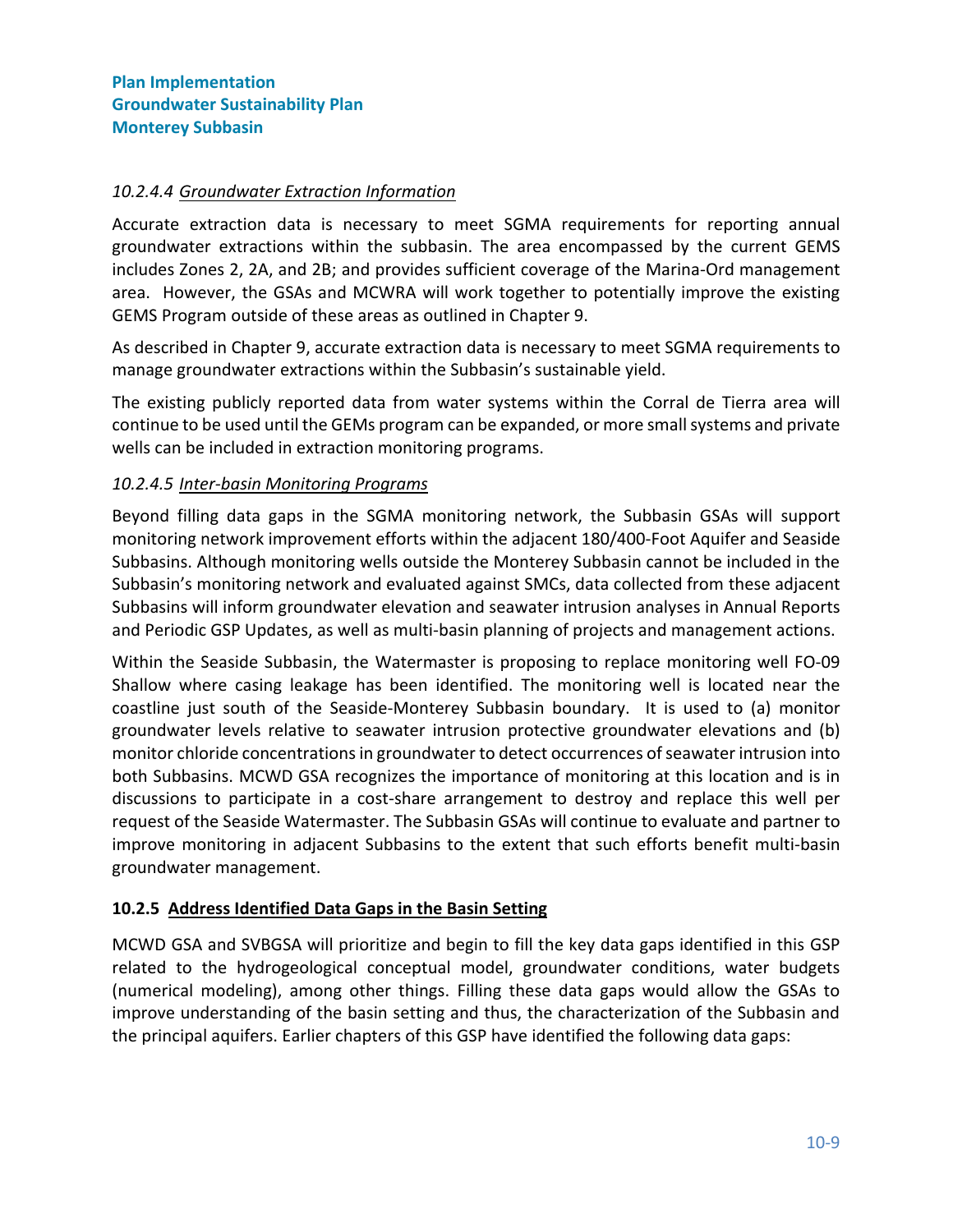#### *10.2.4.4 Groundwater Extraction Information*

Accurate extraction data is necessary to meet SGMA requirements for reporting annual groundwater extractions within the subbasin. The area encompassed by the current GEMS includes Zones 2, 2A, and 2B; and provides sufficient coverage of the Marina-Ord management area. However, the GSAs and MCWRA will work together to potentially improve the existing GEMS Program outside of these areas as outlined in Chapter 9.

As described in Chapter 9, accurate extraction data is necessary to meet SGMA requirements to manage groundwater extractions within the Subbasin's sustainable yield.

The existing publicly reported data from water systems within the Corral de Tierra area will continue to be used until the GEMs program can be expanded, or more small systems and private wells can be included in extraction monitoring programs.

#### *10.2.4.5 Inter-basin Monitoring Programs*

Beyond filling data gaps in the SGMA monitoring network, the Subbasin GSAs will support monitoring network improvement efforts within the adjacent 180/400-Foot Aquifer and Seaside Subbasins. Although monitoring wells outside the Monterey Subbasin cannot be included in the Subbasin's monitoring network and evaluated against SMCs, data collected from these adjacent Subbasins will inform groundwater elevation and seawater intrusion analyses in Annual Reports and Periodic GSP Updates, as well as multi-basin planning of projects and management actions.

Within the Seaside Subbasin, the Watermaster is proposing to replace monitoring well FO-09 Shallow where casing leakage has been identified. The monitoring well is located near the coastline just south of the Seaside-Monterey Subbasin boundary. It is used to (a) monitor groundwater levels relative to seawater intrusion protective groundwater elevations and (b) monitor chloride concentrations in groundwater to detect occurrences of seawater intrusion into both Subbasins. MCWD GSA recognizes the importance of monitoring at this location and is in discussions to participate in a cost-share arrangement to destroy and replace this well per request of the Seaside Watermaster. The Subbasin GSAs will continue to evaluate and partner to improve monitoring in adjacent Subbasins to the extent that such efforts benefit multi-basin groundwater management.

### 10.2.5 Address Identified Data Gaps in the Basin Setting

MCWD GSA and SVBGSA will prioritize and begin to fill the key data gaps identified in this GSP related to the hydrogeological conceptual model, groundwater conditions, water budgets (numerical modeling), among other things. Filling these data gaps would allow the GSAs to improve understanding of the basin setting and thus, the characterization of the Subbasin and the principal aquifers. Earlier chapters of this GSP have identified the following data gaps: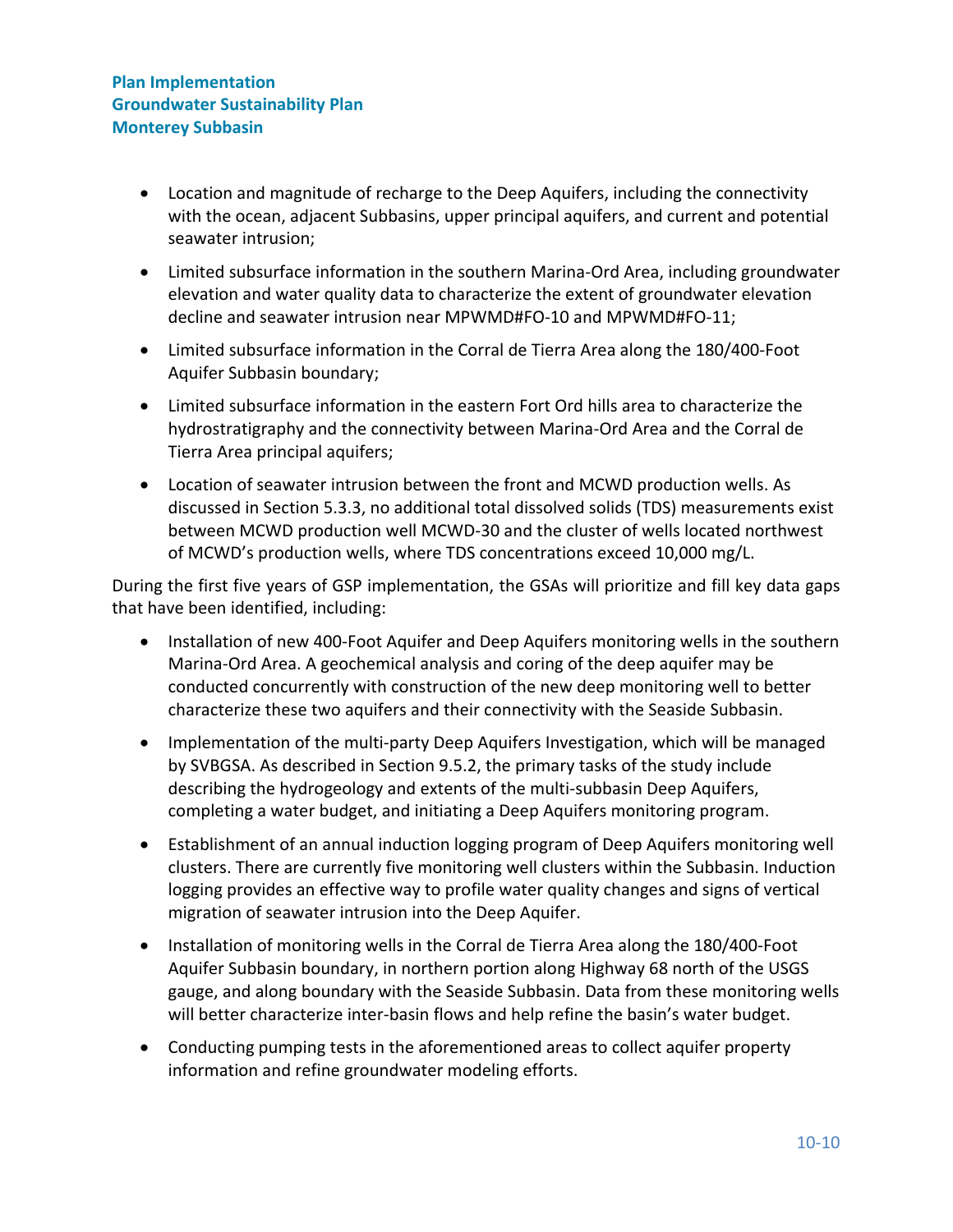- Location and magnitude of recharge to the Deep Aquifers, including the connectivity with the ocean, adjacent Subbasins, upper principal aquifers, and current and potential seawater intrusion;
- Limited subsurface information in the southern Marina-Ord Area, including groundwater elevation and water quality data to characterize the extent of groundwater elevation decline and seawater intrusion near MPWMD#FO-10 and MPWMD#FO-11;
- Limited subsurface information in the Corral de Tierra Area along the 180/400-Foot Aquifer Subbasin boundary;
- Limited subsurface information in the eastern Fort Ord hills area to characterize the hydrostratigraphy and the connectivity between Marina-Ord Area and the Corral de Tierra Area principal aquifers;
- Location of seawater intrusion between the front and MCWD production wells. As discussed in Section 5.3.3, no additional total dissolved solids (TDS) measurements exist between MCWD production well MCWD-30 and the cluster of wells located northwest of MCWD's production wells, where TDS concentrations exceed 10,000 mg/L.

During the first five years of GSP implementation, the GSAs will prioritize and fill key data gaps that have been identified, including:

- Installation of new 400-Foot Aquifer and Deep Aquifers monitoring wells in the southern Marina-Ord Area. A geochemical analysis and coring of the deep aquifer may be conducted concurrently with construction of the new deep monitoring well to better characterize these two aquifers and their connectivity with the Seaside Subbasin.
- Implementation of the multi-party Deep Aquifers Investigation, which will be managed by SVBGSA. As described in Section 9.5.2, the primary tasks of the study include describing the hydrogeology and extents of the multi-subbasin Deep Aquifers, completing a water budget, and initiating a Deep Aquifers monitoring program.
- Establishment of an annual induction logging program of Deep Aquifers monitoring well clusters. There are currently five monitoring well clusters within the Subbasin. Induction logging provides an effective way to profile water quality changes and signs of vertical migration of seawater intrusion into the Deep Aquifer.
- Installation of monitoring wells in the Corral de Tierra Area along the 180/400-Foot Aquifer Subbasin boundary, in northern portion along Highway 68 north of the USGS gauge, and along boundary with the Seaside Subbasin. Data from these monitoring wells will better characterize inter-basin flows and help refine the basin's water budget.
- Conducting pumping tests in the aforementioned areas to collect aquifer property information and refine groundwater modeling efforts.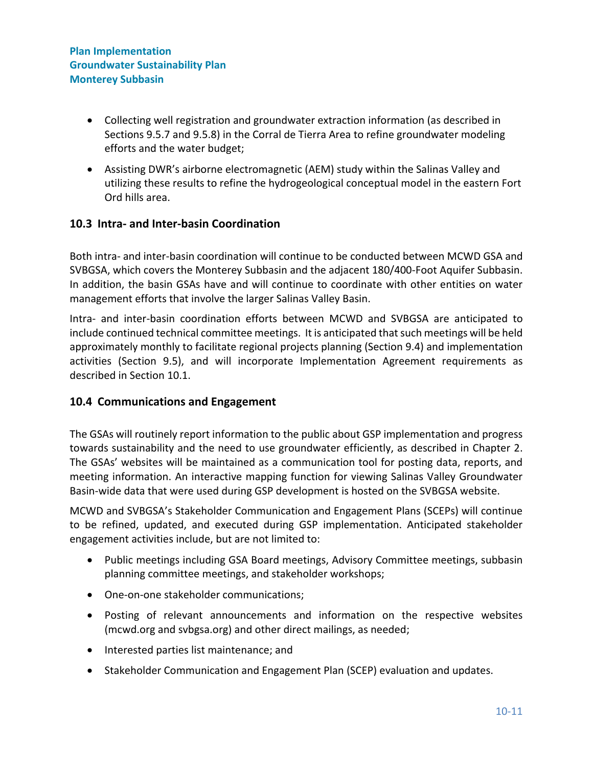- Collecting well registration and groundwater extraction information (as described in Sections 9.5.7 and 9.5.8) in the Corral de Tierra Area to refine groundwater modeling efforts and the water budget;
- Assisting DWR's airborne electromagnetic (AEM) study within the Salinas Valley and utilizing these results to refine the hydrogeological conceptual model in the eastern Fort Ord hills area.

## 10.3 Intra- and Inter-basin Coordination

Both intra- and inter-basin coordination will continue to be conducted between MCWD GSA and SVBGSA, which covers the Monterey Subbasin and the adjacent 180/400-Foot Aquifer Subbasin. In addition, the basin GSAs have and will continue to coordinate with other entities on water management efforts that involve the larger Salinas Valley Basin.

Intra- and inter-basin coordination efforts between MCWD and SVBGSA are anticipated to include continued technical committee meetings. It is anticipated that such meetings will be held approximately monthly to facilitate regional projects planning (Section 9.4) and implementation activities (Section 9.5), and will incorporate Implementation Agreement requirements as described in Section 10.1.

## 10.4 Communications and Engagement

The GSAs will routinely report information to the public about GSP implementation and progress towards sustainability and the need to use groundwater efficiently, as described in Chapter 2. The GSAs' websites will be maintained as a communication tool for posting data, reports, and meeting information. An interactive mapping function for viewing Salinas Valley Groundwater Basin-wide data that were used during GSP development is hosted on the SVBGSA website.

MCWD and SVBGSA's Stakeholder Communication and Engagement Plans (SCEPs) will continue to be refined, updated, and executed during GSP implementation. Anticipated stakeholder engagement activities include, but are not limited to:

- Public meetings including GSA Board meetings, Advisory Committee meetings, subbasin planning committee meetings, and stakeholder workshops;
- One-on-one stakeholder communications;
- Posting of relevant announcements and information on the respective websites (mcwd.org and svbgsa.org) and other direct mailings, as needed;
- Interested parties list maintenance; and
- Stakeholder Communication and Engagement Plan (SCEP) evaluation and updates.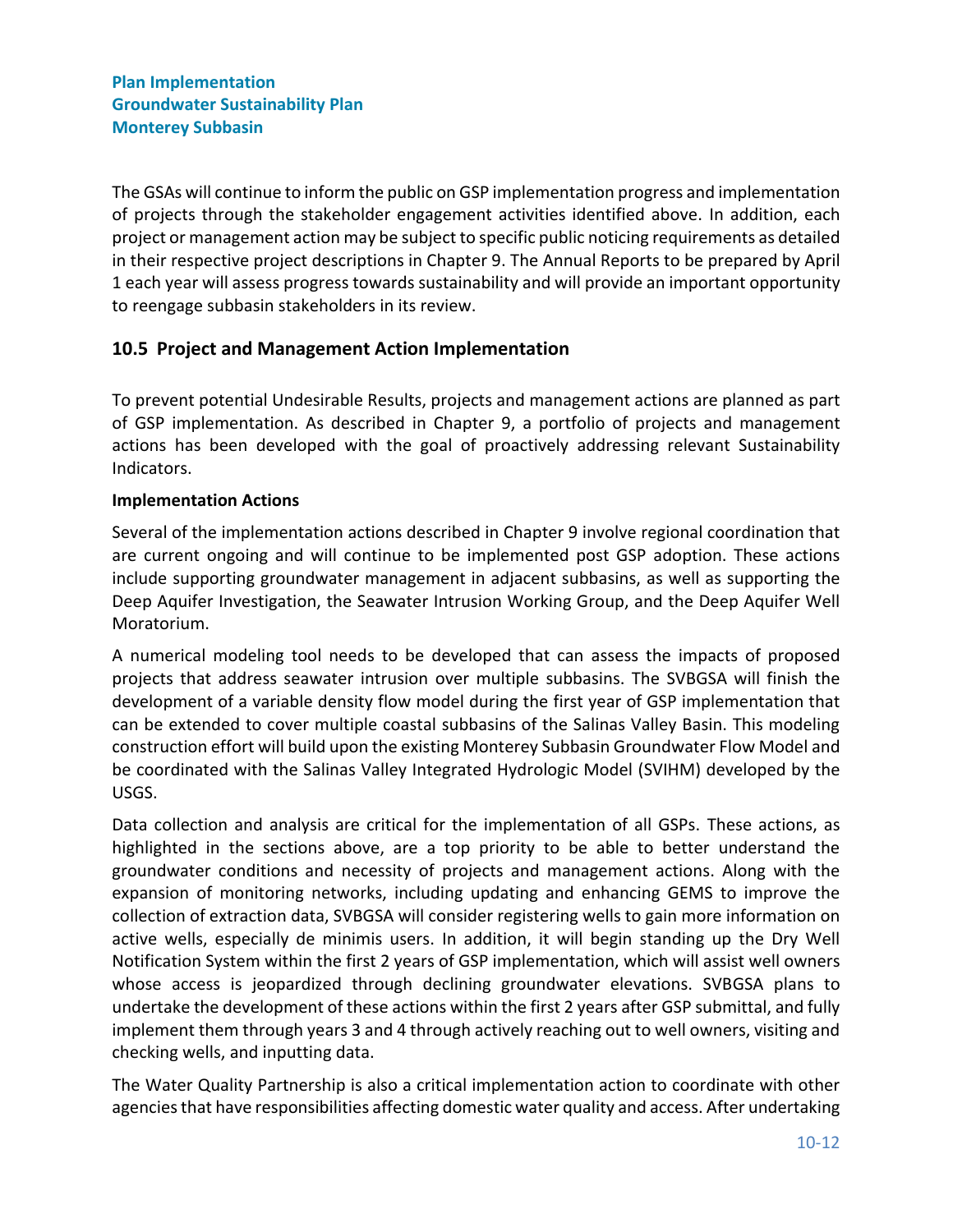The GSAs will continue to inform the public on GSP implementation progress and implementation of projects through the stakeholder engagement activities identified above. In addition, each project or management action may be subject to specific public noticing requirements as detailed in their respective project descriptions in Chapter 9. The Annual Reports to be prepared by April 1 each year will assess progress towards sustainability and will provide an important opportunity to reengage subbasin stakeholders in its review.

## 10.5 Project and Management Action Implementation

To prevent potential Undesirable Results, projects and management actions are planned as part of GSP implementation. As described in Chapter 9, a portfolio of projects and management actions has been developed with the goal of proactively addressing relevant Sustainability Indicators.

**Implementation Actions**

Several of the implementation actions described in Chapter 9 involve regional coordination that are current ongoing and will continue to be implemented post GSP adoption. These actions include supporting groundwater management in adjacent subbasins, as well as supporting the Deep Aquifer Investigation, the Seawater Intrusion Working Group, and the Deep Aquifer Well Moratorium.

A numerical modeling tool needs to be developed that can assess the impacts of proposed projects that address seawater intrusion over multiple subbasins. The SVBGSA will finish the development of a variable density flow model during the first year of GSP implementation that can be extended to cover multiple coastal subbasins of the Salinas Valley Basin. This modeling construction effort will build upon the existing Monterey Subbasin Groundwater Flow Model and be coordinated with the Salinas Valley Integrated Hydrologic Model (SVIHM) developed by the USGS.

Data collection and analysis are critical for the implementation of all GSPs. These actions, as highlighted in the sections above, are a top priority to be able to better understand the groundwater conditions and necessity of projects and management actions. Along with the expansion of monitoring networks, including updating and enhancing GEMS to improve the collection of extraction data, SVBGSA will consider registering wells to gain more information on active wells, especially de minimis users. In addition, it will begin standing up the Dry Well Notification System within the first 2 years of GSP implementation, which will assist well owners whose access is jeopardized through declining groundwater elevations. SVBGSA plans to undertake the development of these actions within the first 2 years after GSP submittal, and fully implement them through years 3 and 4 through actively reaching out to well owners, visiting and checking wells, and inputting data.

The Water Quality Partnership is also a critical implementation action to coordinate with other agencies that have responsibilities affecting domestic water quality and access. After undertaking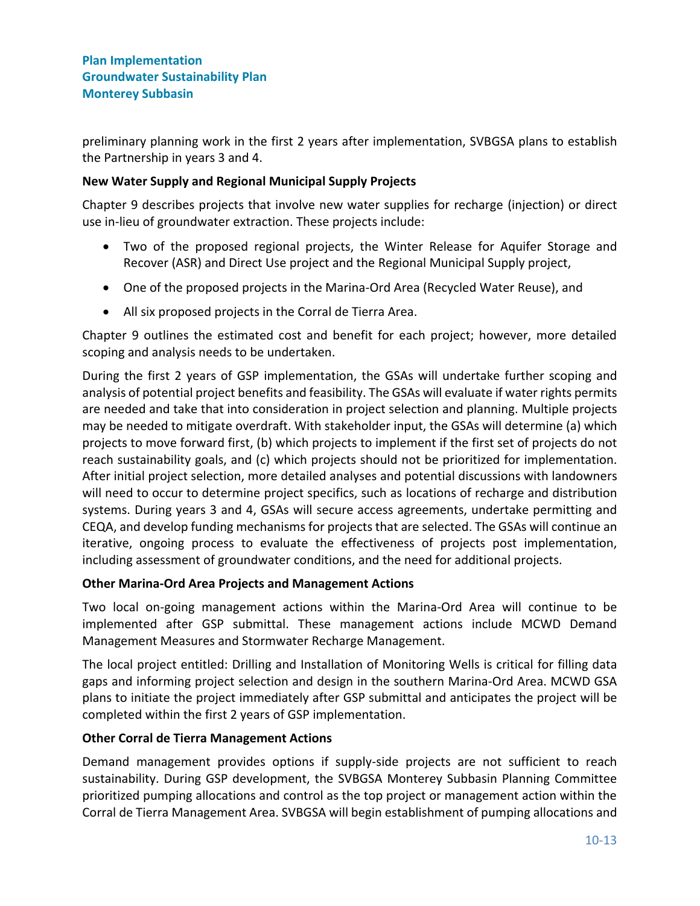preliminary planning work in the first 2 years after implementation, SVBGSA plans to establish the Partnership in years 3 and 4.

**New Water Supply and Regional Municipal Supply Projects**

Chapter 9 describes projects that involve new water supplies for recharge (injection) or direct use in-lieu of groundwater extraction. These projects include:

- Two of the proposed regional projects, the Winter Release for Aquifer Storage and Recover (ASR) and Direct Use project and the Regional Municipal Supply project,
- One of the proposed projects in the Marina-Ord Area (Recycled Water Reuse), and
- All six proposed projects in the Corral de Tierra Area.

Chapter 9 outlines the estimated cost and benefit for each project; however, more detailed scoping and analysis needs to be undertaken.

During the first 2 years of GSP implementation, the GSAs will undertake further scoping and analysis of potential project benefits and feasibility. The GSAs will evaluate if water rights permits are needed and take that into consideration in project selection and planning. Multiple projects may be needed to mitigate overdraft. With stakeholder input, the GSAs will determine (a) which projects to move forward first, (b) which projects to implement if the first set of projects do not reach sustainability goals, and (c) which projects should not be prioritized for implementation. After initial project selection, more detailed analyses and potential discussions with landowners will need to occur to determine project specifics, such as locations of recharge and distribution systems. During years 3 and 4, GSAs will secure access agreements, undertake permitting and CEQA, and develop funding mechanisms for projects that are selected. The GSAs will continue an iterative, ongoing process to evaluate the effectiveness of projects post implementation, including assessment of groundwater conditions, and the need for additional projects.

**Other Marina-Ord Area Projects and Management Actions**

Two local on-going management actions within the Marina-Ord Area will continue to be implemented after GSP submittal. These management actions include MCWD Demand Management Measures and Stormwater Recharge Management.

The local project entitled: Drilling and Installation of Monitoring Wells is critical for filling data gaps and informing project selection and design in the southern Marina-Ord Area. MCWD GSA plans to initiate the project immediately after GSP submittal and anticipates the project will be completed within the first 2 years of GSP implementation.

**Other Corral de Tierra Management Actions**

Demand management provides options if supply-side projects are not sufficient to reach sustainability. During GSP development, the SVBGSA Monterey Subbasin Planning Committee prioritized pumping allocations and control as the top project or management action within the Corral de Tierra Management Area. SVBGSA will begin establishment of pumping allocations and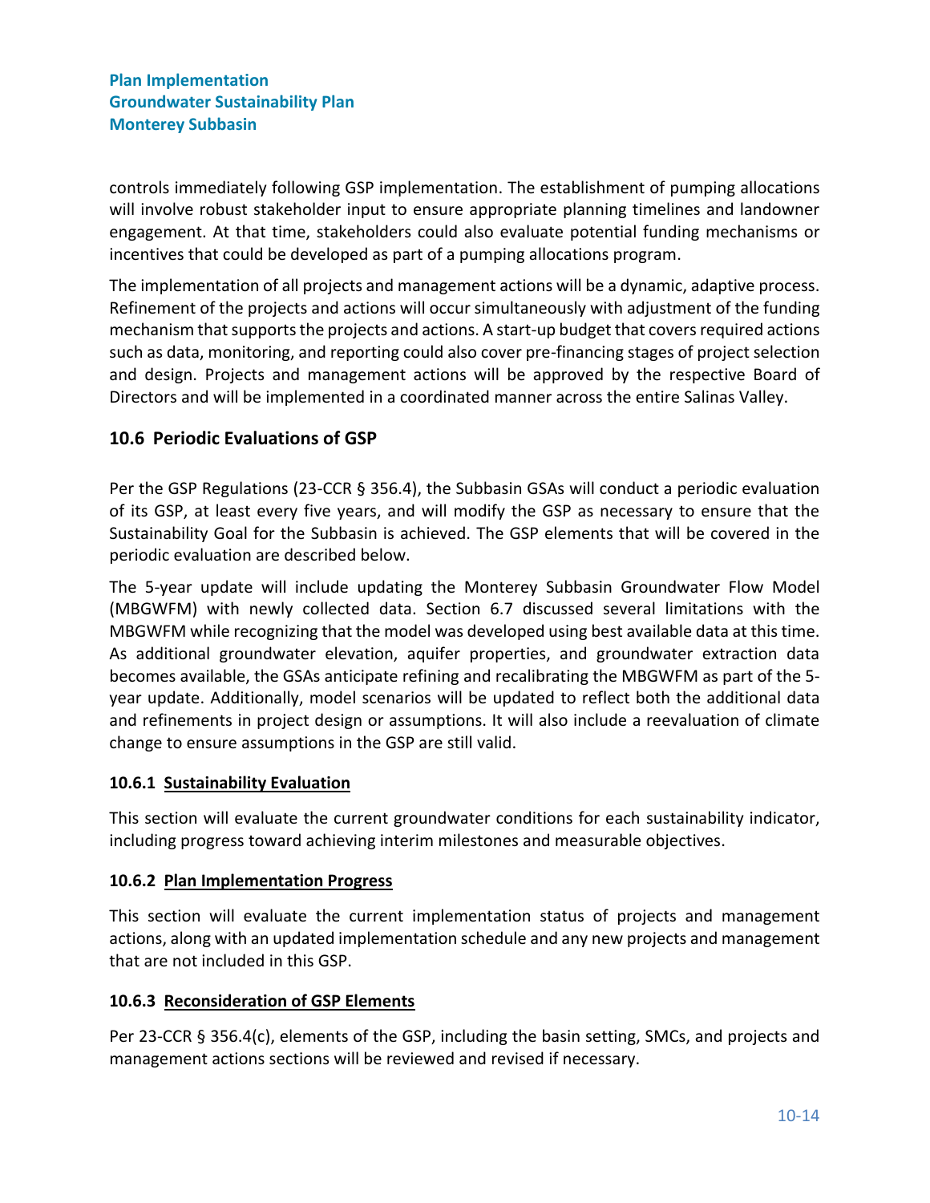controls immediately following GSP implementation. The establishment of pumping allocations will involve robust stakeholder input to ensure appropriate planning timelines and landowner engagement. At that time, stakeholders could also evaluate potential funding mechanisms or incentives that could be developed as part of a pumping allocations program.

The implementation of all projects and management actions will be a dynamic, adaptive process. Refinement of the projects and actions will occur simultaneously with adjustment of the funding mechanism that supports the projects and actions. A start-up budget that covers required actions such as data, monitoring, and reporting could also cover pre-financing stages of project selection and design. Projects and management actions will be approved by the respective Board of Directors and will be implemented in a coordinated manner across the entire Salinas Valley.

## 10.6 Periodic Evaluations of GSP

Per the GSP Regulations (23-CCR § 356.4), the Subbasin GSAs will conduct a periodic evaluation of its GSP, at least every five years, and will modify the GSP as necessary to ensure that the Sustainability Goal for the Subbasin is achieved. The GSP elements that will be covered in the periodic evaluation are described below.

The 5-year update will include updating the Monterey Subbasin Groundwater Flow Model (MBGWFM) with newly collected data. Section 6.7 discussed several limitations with the MBGWFM while recognizing that the model was developed using best available data at this time. As additional groundwater elevation, aquifer properties, and groundwater extraction data becomes available, the GSAs anticipate refining and recalibrating the MBGWFM as part of the 5-year update. Additionally, model scenarios will be updated to reflect both the additional data and refinements in project design or assumptions. It will also include a reevaluation of climate change to ensure assumptions in the GSP are still valid.

### 10.6.1 Sustainability Evaluation

This section will evaluate the current groundwater conditions for each sustainability indicator, including progress toward achieving interim milestones and measurable objectives.

### 10.6.2 Plan Implementation Progress

This section will evaluate the current implementation status of projects and management actions, along with an updated implementation schedule and any new projects and management that are not included in this GSP.

### 10.6.3 Reconsideration of GSP Elements

Per 23-CCR § 356.4(c), elements of the GSP, including the basin setting, SMCs, and projects and management actions sections will be reviewed and revised if necessary.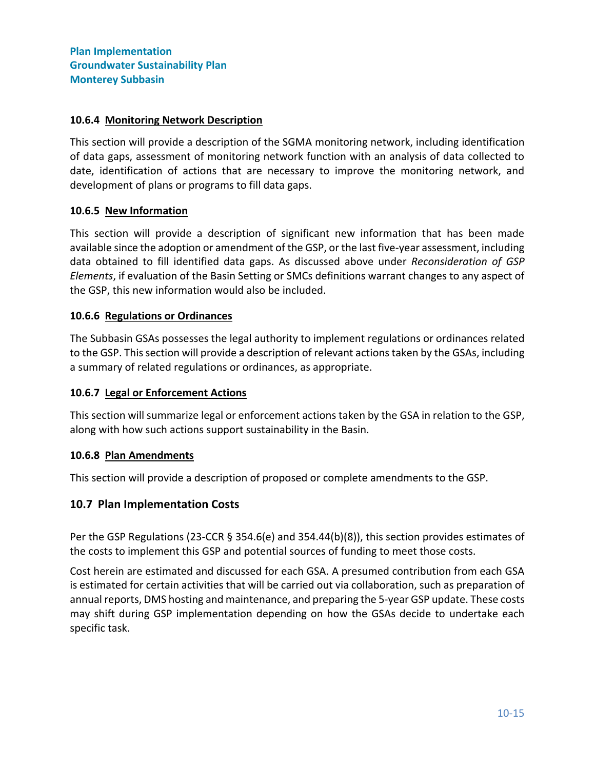#### 10.6.4 Monitoring Network Description

This section will provide a description of the SGMA monitoring network, including identification of data gaps, assessment of monitoring network function with an analysis of data collected to date, identification of actions that are necessary to improve the monitoring network, and development of plans or programs to fill data gaps.

#### 10.6.5 New Information

This section will provide a description of significant new information that has been made available since the adoption or amendment of the GSP, or the last five-year assessment, including data obtained to fill identified data gaps. As discussed above under *Reconsideration of GSP Elements*, if evaluation of the Basin Setting or SMCs definitions warrant changes to any aspect of the GSP, this new information would also be included.

#### 10.6.6 Regulations or Ordinances

The Subbasin GSAs possesses the legal authority to implement regulations or ordinances related to the GSP. This section will provide a description of relevant actions taken by the GSAs, including a summary of related regulations or ordinances, as appropriate.

#### 10.6.7 Legal or Enforcement Actions

This section will summarize legal or enforcement actions taken by the GSA in relation to the GSP, along with how such actions support sustainability in the Basin.

#### 10.6.8 Plan Amendments

This section will provide a description of proposed or complete amendments to the GSP.

### 10.7 Plan Implementation Costs

Per the GSP Regulations (23-CCR § 354.6(e) and 354.44(b)(8)), this section provides estimates of the costs to implement this GSP and potential sources of funding to meet those costs.

Cost herein are estimated and discussed for each GSA. A presumed contribution from each GSA is estimated for certain activities that will be carried out via collaboration, such as preparation of annual reports, DMS hosting and maintenance, and preparing the 5-year GSP update. These costs may shift during GSP implementation depending on how the GSAs decide to undertake each specific task.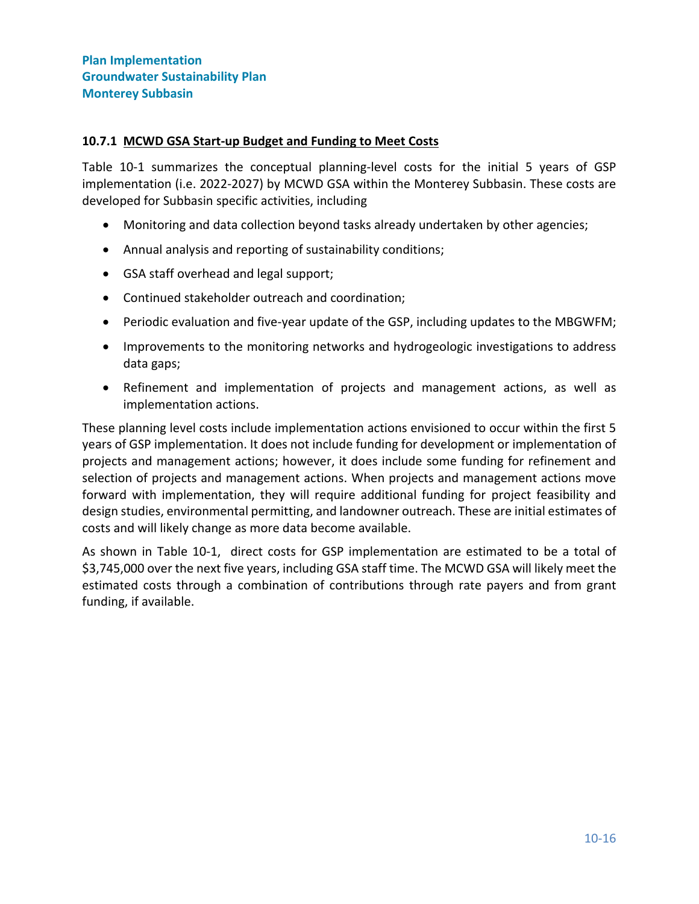### 10.7.1 MCWD GSA Start-up Budget and Funding to Meet Costs

Table 10-1 summarizes the conceptual planning-level costs for the initial 5 years of GSP implementation (i.e. 2022-2027) by MCWD GSA within the Monterey Subbasin. These costs are developed for Subbasin specific activities, including

- Monitoring and data collection beyond tasks already undertaken by other agencies;
- Annual analysis and reporting of sustainability conditions;
- GSA staff overhead and legal support;
- Continued stakeholder outreach and coordination;
- Periodic evaluation and five-year update of the GSP, including updates to the MBGWFM;
- Improvements to the monitoring networks and hydrogeologic investigations to address data gaps;
- Refinement and implementation of projects and management actions, as well as implementation actions.

These planning level costs include implementation actions envisioned to occur within the first 5 years of GSP implementation. It does not include funding for development or implementation of projects and management actions; however, it does include some funding for refinement and selection of projects and management actions. When projects and management actions move forward with implementation, they will require additional funding for project feasibility and design studies, environmental permitting, and landowner outreach. These are initial estimates of costs and will likely change as more data become available.

As shown in Table 10-1, direct costs for GSP implementation are estimated to be a total of $3,745,000 over the next five years, including GSA staff time. The MCWD GSA will likely meet the estimated costs through a combination of contributions through rate payers and from grant funding, if available.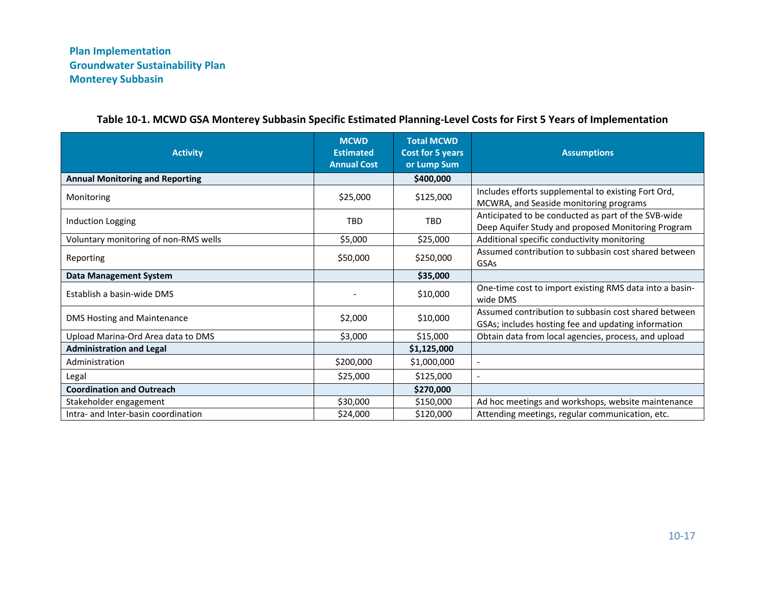**Table 10-1. MCWD GSA Monterey Subbasin Specific Estimated Planning-Level Costs for First 5 Years of Implementation**

| Activity | MCWD Estimated Annual Cost | Total MCWD Cost for 5 years or Lump Sum | Assumptions |
|---|---|---|---|
| **Annual Monitoring and Reporting** | | **$400,000** | |
| Monitoring | $25,000 | $125,000 | Includes efforts supplemental to existing Fort Ord, MCWRA, and Seaside monitoring programs |
| Induction Logging | TBD | TBD | Anticipated to be conducted as part of the SVB-wide Deep Aquifer Study and proposed Monitoring Program |
| Voluntary monitoring of non-RMS wells | $5,000 | $25,000 | Additional specific conductivity monitoring |
| Reporting | $50,000 | $250,000 | Assumed contribution to subbasin cost shared between GSAs |
| **Data Management System** | | **$35,000** | |
| Establish a basin-wide DMS | - | $10,000 | One-time cost to import existing RMS data into a basin-wide DMS |
| DMS Hosting and Maintenance | $2,000 | $10,000 | Assumed contribution to subbasin cost shared between GSAs; includes hosting fee and updating information |
| Upload Marina-Ord Area data to DMS | $3,000 | $15,000 | Obtain data from local agencies, process, and upload |
| **Administration and Legal** | | **$1,125,000** | |
| Administration | $200,000 | $1,000,000 | - |
| Legal | $25,000 | $125,000 | - |
| **Coordination and Outreach** | | **$270,000** | |
| Stakeholder engagement | $30,000 | $150,000 | Ad hoc meetings and workshops, website maintenance |
| Intra- and Inter-basin coordination | $24,000 | $120,000 | Attending meetings, regular communication, etc. |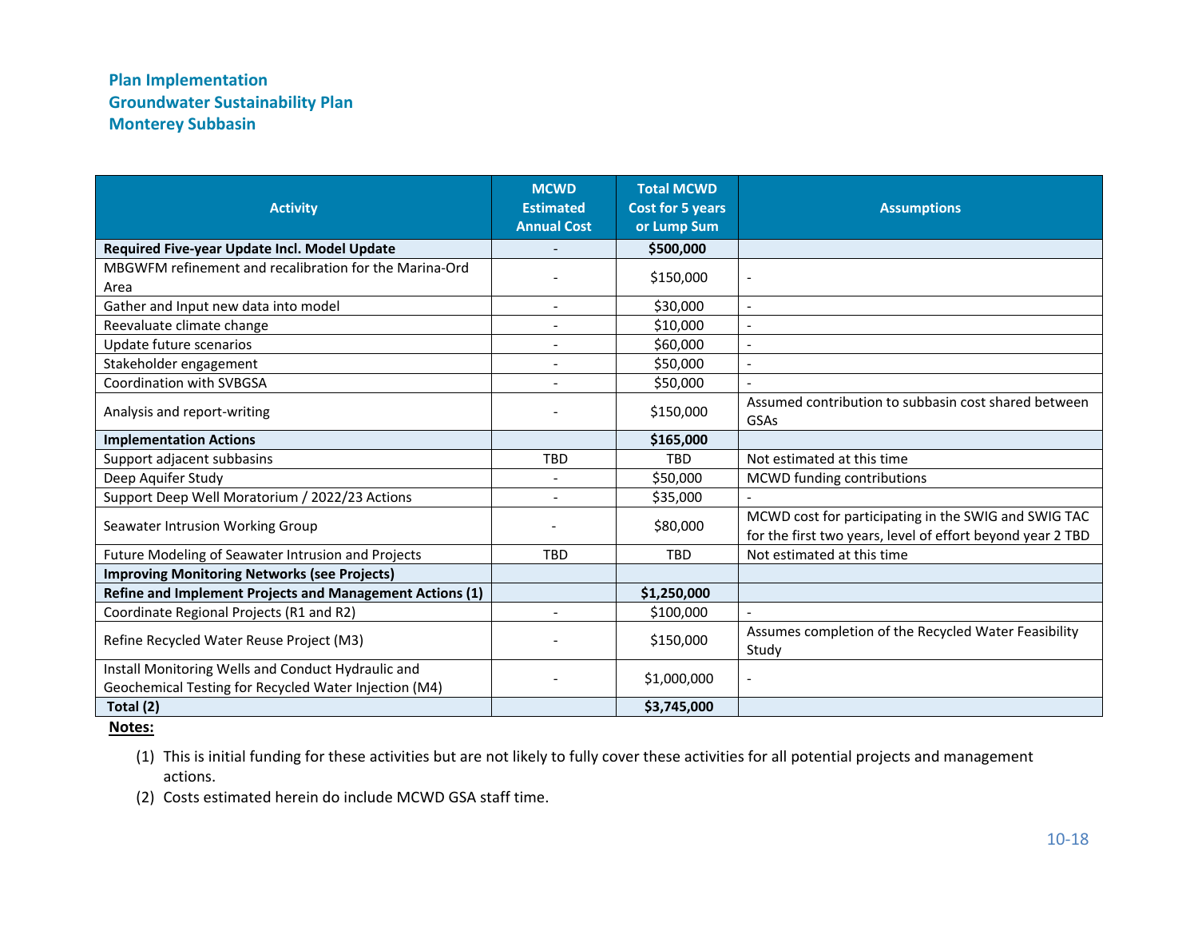| Activity | MCWD Estimated Annual Cost | Total MCWD Cost for 5 years or Lump Sum | Assumptions |
|---|---|---|---|
| **Required Five-year Update Incl. Model Update** | - | **$500,000** | |
| MBGWFM refinement and recalibration for the Marina-Ord Area | - | $150,000 | - |
| Gather and Input new data into model | - | $30,000 | - |
| Reevaluate climate change | - | $10,000 | - |
| Update future scenarios | - | $60,000 | - |
| Stakeholder engagement | - | $50,000 | - |
| Coordination with SVBGSA | - | $50,000 | - |
| Analysis and report-writing | - | $150,000 | Assumed contribution to subbasin cost shared between GSAs |
| **Implementation Actions** | | **$165,000** | |
| Support adjacent subbasins | TBD | TBD | Not estimated at this time |
| Deep Aquifer Study | - | $50,000 | MCWD funding contributions |
| Support Deep Well Moratorium / 2022/23 Actions | - | $35,000 | - |
| Seawater Intrusion Working Group | - | $80,000 | MCWD cost for participating in the SWIG and SWIG TAC for the first two years, level of effort beyond year 2 TBD |
| Future Modeling of Seawater Intrusion and Projects | TBD | TBD | Not estimated at this time |
| **Improving Monitoring Networks (see Projects)** | | | |
| **Refine and Implement Projects and Management Actions (1)** | | **$1,250,000** | |
| Coordinate Regional Projects (R1 and R2) | - | $100,000 | - |
| Refine Recycled Water Reuse Project (M3) | - | $150,000 | Assumes completion of the Recycled Water Feasibility Study |
| Install Monitoring Wells and Conduct Hydraulic and Geochemical Testing for Recycled Water Injection (M4) | - | $1,000,000 | - |
| **Total (2)** | | **$3,745,000** | |

**Notes:**

(1) This is initial funding for these activities but are not likely to fully cover these activities for all potential projects and management actions.

(2) Costs estimated herein do include MCWD GSA staff time.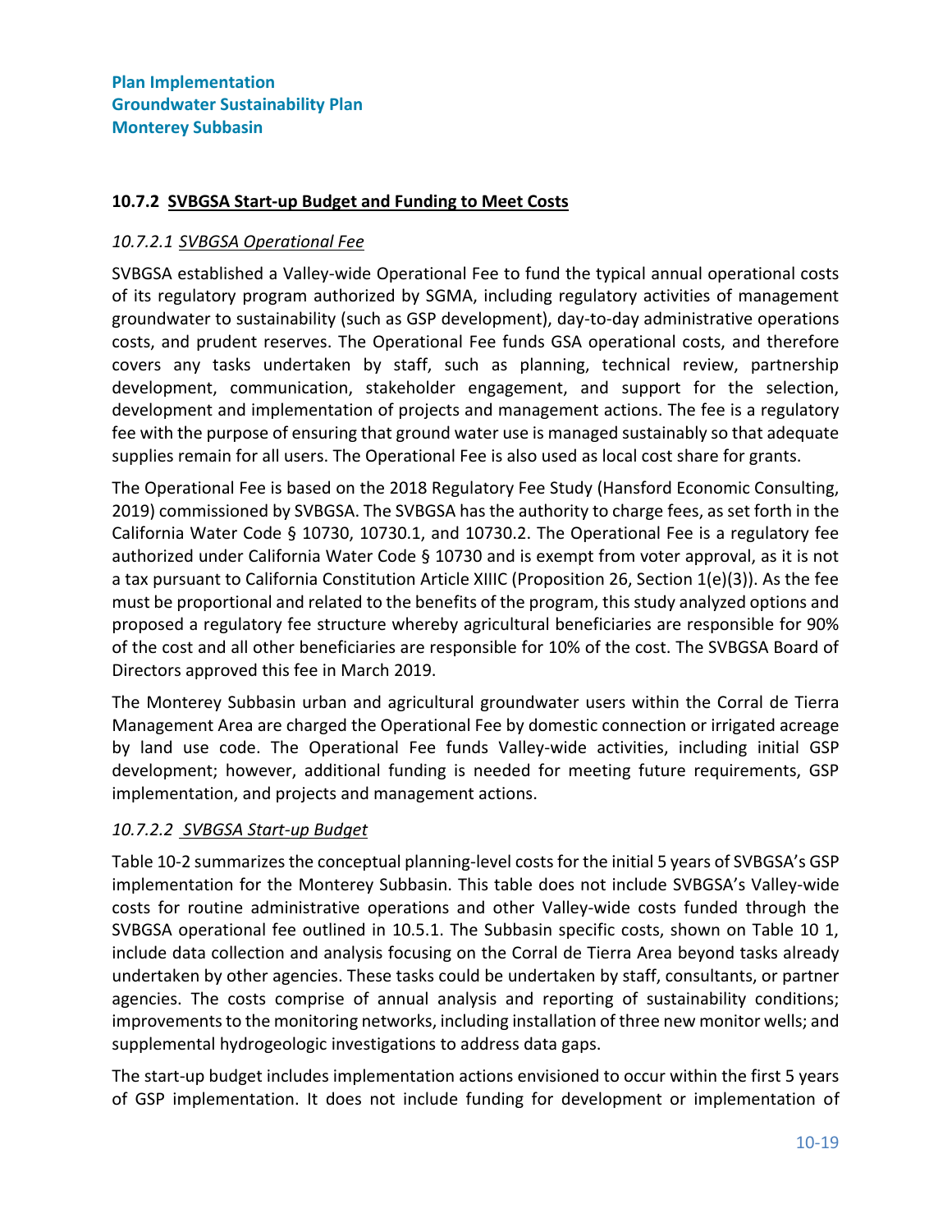### 10.7.2 SVBGSA Start-up Budget and Funding to Meet Costs

#### *10.7.2.1 SVBGSA Operational Fee*

SVBGSA established a Valley-wide Operational Fee to fund the typical annual operational costs of its regulatory program authorized by SGMA, including regulatory activities of management groundwater to sustainability (such as GSP development), day-to-day administrative operations costs, and prudent reserves. The Operational Fee funds GSA operational costs, and therefore covers any tasks undertaken by staff, such as planning, technical review, partnership development, communication, stakeholder engagement, and support for the selection, development and implementation of projects and management actions. The fee is a regulatory fee with the purpose of ensuring that ground water use is managed sustainably so that adequate supplies remain for all users. The Operational Fee is also used as local cost share for grants.

The Operational Fee is based on the 2018 Regulatory Fee Study (Hansford Economic Consulting, 2019) commissioned by SVBGSA. The SVBGSA has the authority to charge fees, as set forth in the California Water Code § 10730, 10730.1, and 10730.2. The Operational Fee is a regulatory fee authorized under California Water Code § 10730 and is exempt from voter approval, as it is not a tax pursuant to California Constitution Article XIIIC (Proposition 26, Section 1(e)(3)). As the fee must be proportional and related to the benefits of the program, this study analyzed options and proposed a regulatory fee structure whereby agricultural beneficiaries are responsible for 90% of the cost and all other beneficiaries are responsible for 10% of the cost. The SVBGSA Board of Directors approved this fee in March 2019.

The Monterey Subbasin urban and agricultural groundwater users within the Corral de Tierra Management Area are charged the Operational Fee by domestic connection or irrigated acreage by land use code. The Operational Fee funds Valley-wide activities, including initial GSP development; however, additional funding is needed for meeting future requirements, GSP implementation, and projects and management actions.

#### *10.7.2.2 SVBGSA Start-up Budget*

Table 10-2 summarizes the conceptual planning-level costs for the initial 5 years of SVBGSA's GSP implementation for the Monterey Subbasin. This table does not include SVBGSA's Valley-wide costs for routine administrative operations and other Valley-wide costs funded through the SVBGSA operational fee outlined in 10.5.1. The Subbasin specific costs, shown on Table 10 1, include data collection and analysis focusing on the Corral de Tierra Area beyond tasks already undertaken by other agencies. These tasks could be undertaken by staff, consultants, or partner agencies. The costs comprise of annual analysis and reporting of sustainability conditions; improvements to the monitoring networks, including installation of three new monitor wells; and supplemental hydrogeologic investigations to address data gaps.

The start-up budget includes implementation actions envisioned to occur within the first 5 years of GSP implementation. It does not include funding for development or implementation of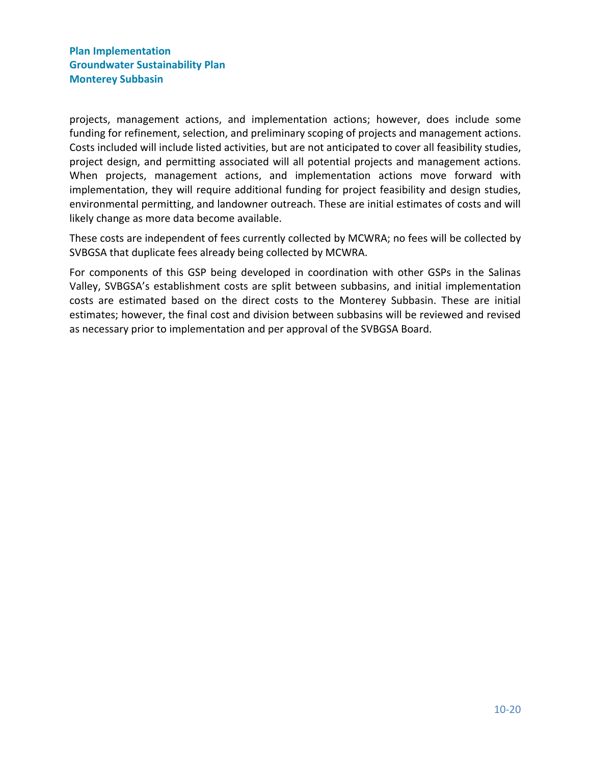projects, management actions, and implementation actions; however, does include some funding for refinement, selection, and preliminary scoping of projects and management actions. Costs included will include listed activities, but are not anticipated to cover all feasibility studies, project design, and permitting associated will all potential projects and management actions. When projects, management actions, and implementation actions move forward with implementation, they will require additional funding for project feasibility and design studies, environmental permitting, and landowner outreach. These are initial estimates of costs and will likely change as more data become available.

These costs are independent of fees currently collected by MCWRA; no fees will be collected by SVBGSA that duplicate fees already being collected by MCWRA.

For components of this GSP being developed in coordination with other GSPs in the Salinas Valley, SVBGSA's establishment costs are split between subbasins, and initial implementation costs are estimated based on the direct costs to the Monterey Subbasin. These are initial estimates; however, the final cost and division between subbasins will be reviewed and revised as necessary prior to implementation and per approval of the SVBGSA Board.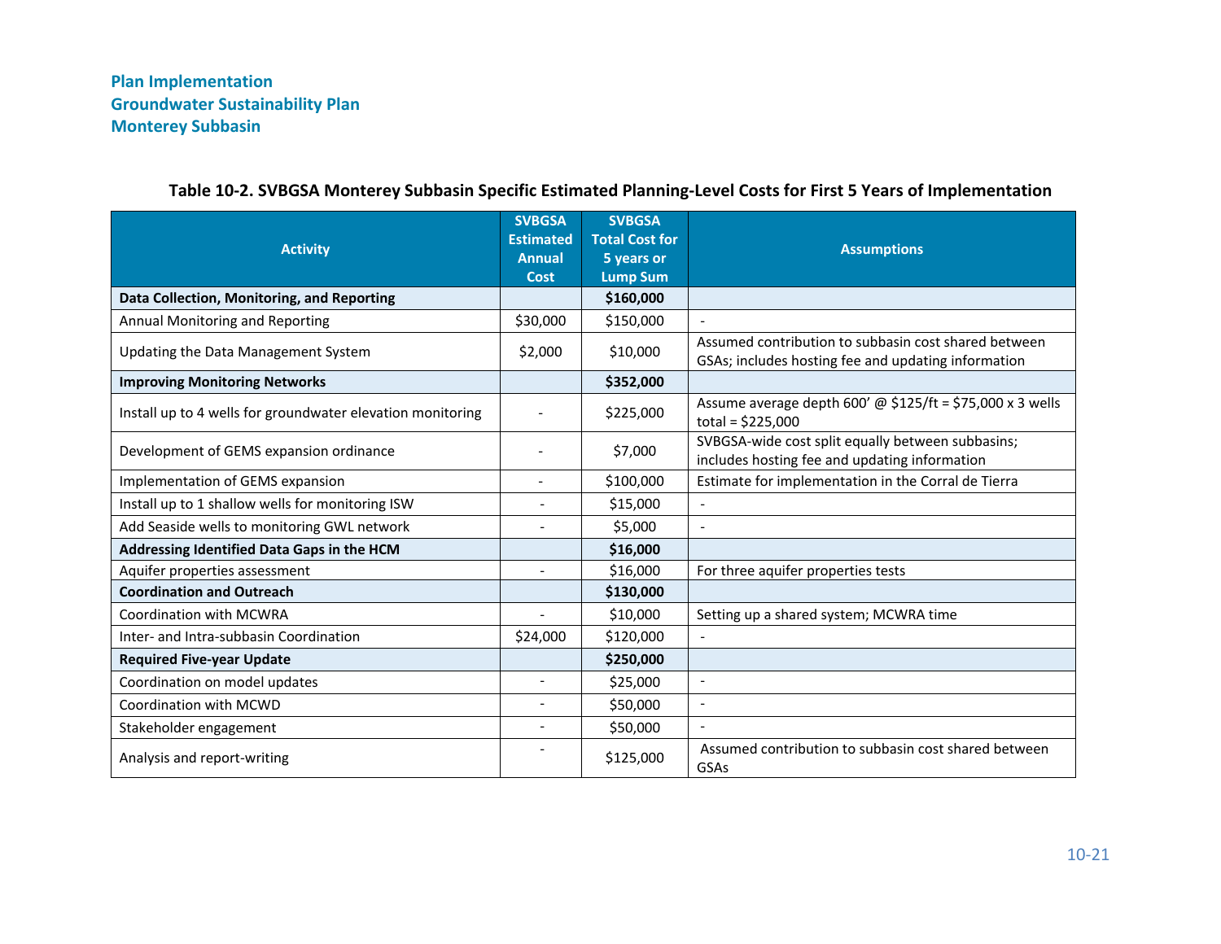**Table 10-2. SVBGSA Monterey Subbasin Specific Estimated Planning-Level Costs for First 5 Years of Implementation**

| Activity | SVBGSA Estimated Annual Cost | SVBGSA Total Cost for 5 years or Lump Sum | Assumptions |
|---|---|---|---|
| **Data Collection, Monitoring, and Reporting** | | **$160,000** | |
| Annual Monitoring and Reporting | $30,000 | $150,000 | - |
| Updating the Data Management System | $2,000 | $10,000 | Assumed contribution to subbasin cost shared between GSAs; includes hosting fee and updating information |
| **Improving Monitoring Networks** | | **$352,000** | |
| Install up to 4 wells for groundwater elevation monitoring | - | $225,000 | Assume average depth 600' @ $125/ft = $75,000 x 3 wells total = $225,000 |
| Development of GEMS expansion ordinance | - | $7,000 | SVBGSA-wide cost split equally between subbasins; includes hosting fee and updating information |
| Implementation of GEMS expansion | - | $100,000 | Estimate for implementation in the Corral de Tierra |
| Install up to 1 shallow wells for monitoring ISW | - | $15,000 | - |
| Add Seaside wells to monitoring GWL network | - | $5,000 | - |
| **Addressing Identified Data Gaps in the HCM** | | **$16,000** | |
| Aquifer properties assessment | - | $16,000 | For three aquifer properties tests |
| **Coordination and Outreach** | | **$130,000** | |
| Coordination with MCWRA | - | $10,000 | Setting up a shared system; MCWRA time |
| Inter- and Intra-subbasin Coordination | $24,000 | $120,000 | - |
| **Required Five-year Update** | | **$250,000** | |
| Coordination on model updates | - | $25,000 | - |
| Coordination with MCWD | - | $50,000 | - |
| Stakeholder engagement | - | $50,000 | - |
| Analysis and report-writing | - | $125,000 | Assumed contribution to subbasin cost shared between GSAs |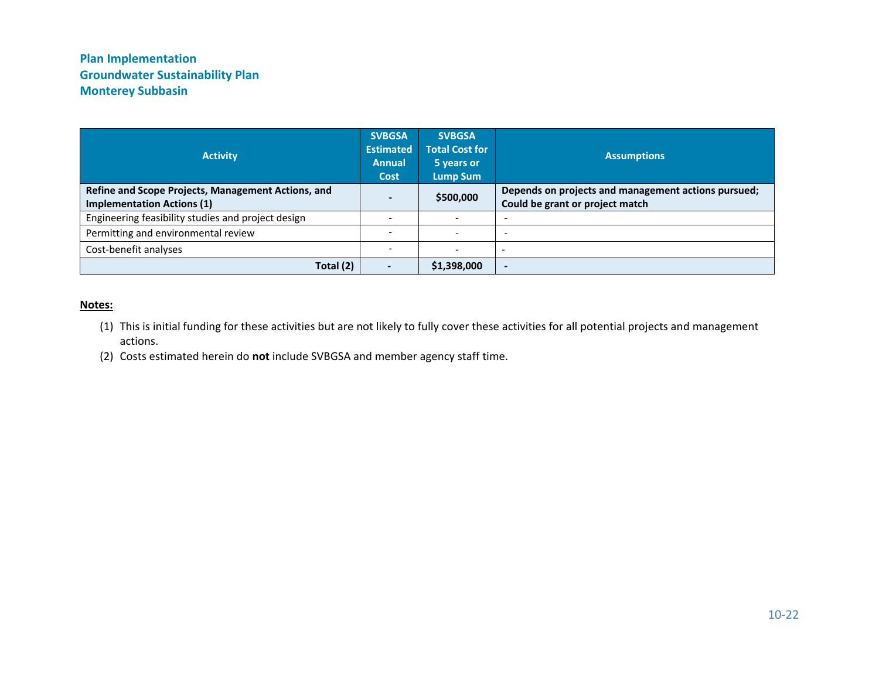| Activity | SVBGSA Estimated Annual Cost | SVBGSA Total Cost for 5 years or Lump Sum | Assumptions |
|---|---|---|---|
| **Refine and Scope Projects, Management Actions, and Implementation Actions (1)** | **-** | **$500,000** | **Depends on projects and management actions pursued; Could be grant or project match** |
| Engineering feasibility studies and project design | - | - | - |
| Permitting and environmental review | - | - | - |
| Cost-benefit analyses | - | - | - |
| **Total (2)** | **-** | **$1,398,000** | **-** |

**Notes:**

(1) This is initial funding for these activities but are not likely to fully cover these activities for all potential projects and management actions.

(2) Costs estimated herein do **not** include SVBGSA and member agency staff time.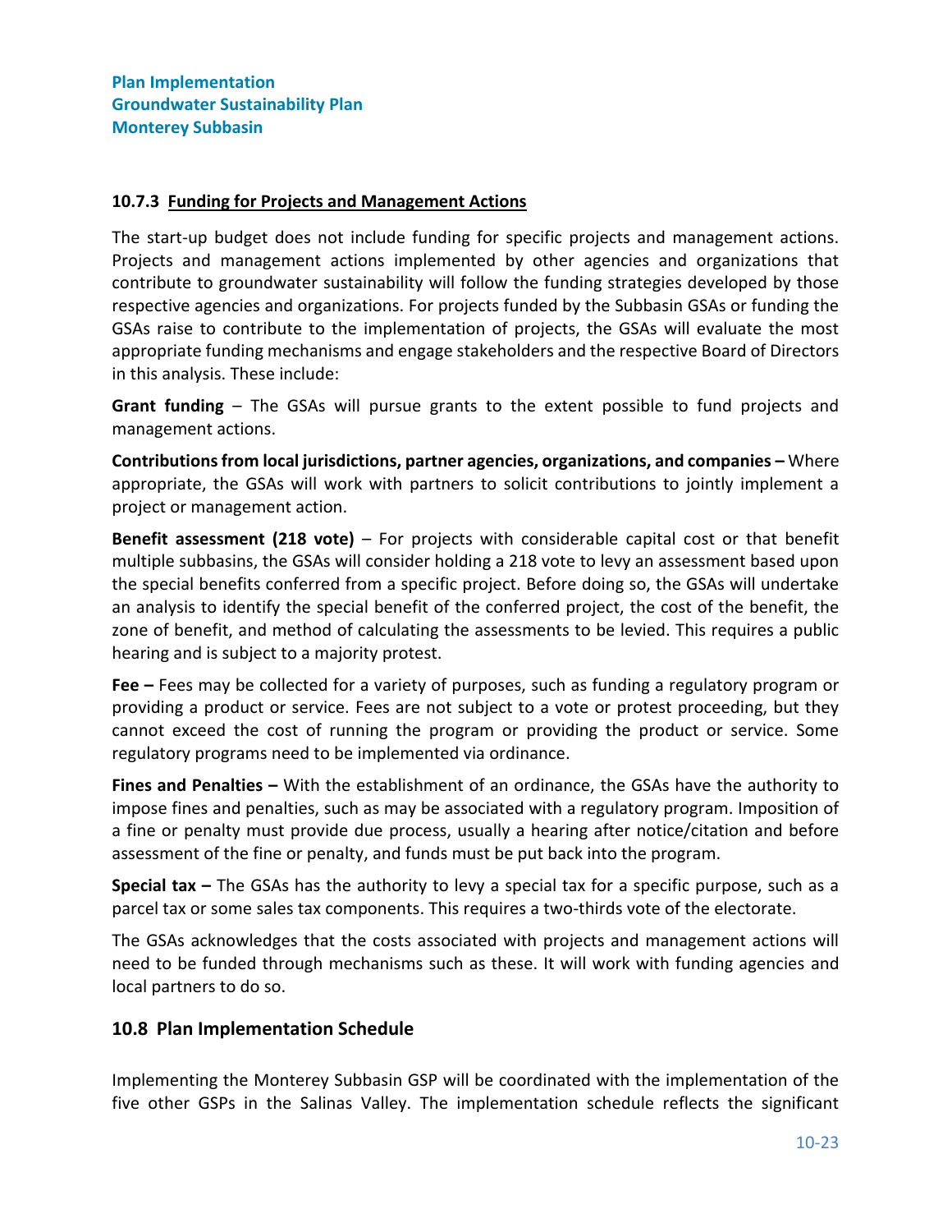### 10.7.3 Funding for Projects and Management Actions

The start-up budget does not include funding for specific projects and management actions. Projects and management actions implemented by other agencies and organizations that contribute to groundwater sustainability will follow the funding strategies developed by those respective agencies and organizations. For projects funded by the Subbasin GSAs or funding the GSAs raise to contribute to the implementation of projects, the GSAs will evaluate the most appropriate funding mechanisms and engage stakeholders and the respective Board of Directors in this analysis. These include:

**Grant funding** – The GSAs will pursue grants to the extent possible to fund projects and management actions.

**Contributions from local jurisdictions, partner agencies, organizations, and companies –** Where appropriate, the GSAs will work with partners to solicit contributions to jointly implement a project or management action.

**Benefit assessment (218 vote)** – For projects with considerable capital cost or that benefit multiple subbasins, the GSAs will consider holding a 218 vote to levy an assessment based upon the special benefits conferred from a specific project. Before doing so, the GSAs will undertake an analysis to identify the special benefit of the conferred project, the cost of the benefit, the zone of benefit, and method of calculating the assessments to be levied. This requires a public hearing and is subject to a majority protest.

**Fee –** Fees may be collected for a variety of purposes, such as funding a regulatory program or providing a product or service. Fees are not subject to a vote or protest proceeding, but they cannot exceed the cost of running the program or providing the product or service. Some regulatory programs need to be implemented via ordinance.

**Fines and Penalties –** With the establishment of an ordinance, the GSAs have the authority to impose fines and penalties, such as may be associated with a regulatory program. Imposition of a fine or penalty must provide due process, usually a hearing after notice/citation and before assessment of the fine or penalty, and funds must be put back into the program.

**Special tax –** The GSAs has the authority to levy a special tax for a specific purpose, such as a parcel tax or some sales tax components. This requires a two-thirds vote of the electorate.

The GSAs acknowledges that the costs associated with projects and management actions will need to be funded through mechanisms such as these. It will work with funding agencies and local partners to do so.

## 10.8 Plan Implementation Schedule

Implementing the Monterey Subbasin GSP will be coordinated with the implementation of the five other GSPs in the Salinas Valley. The implementation schedule reflects the significant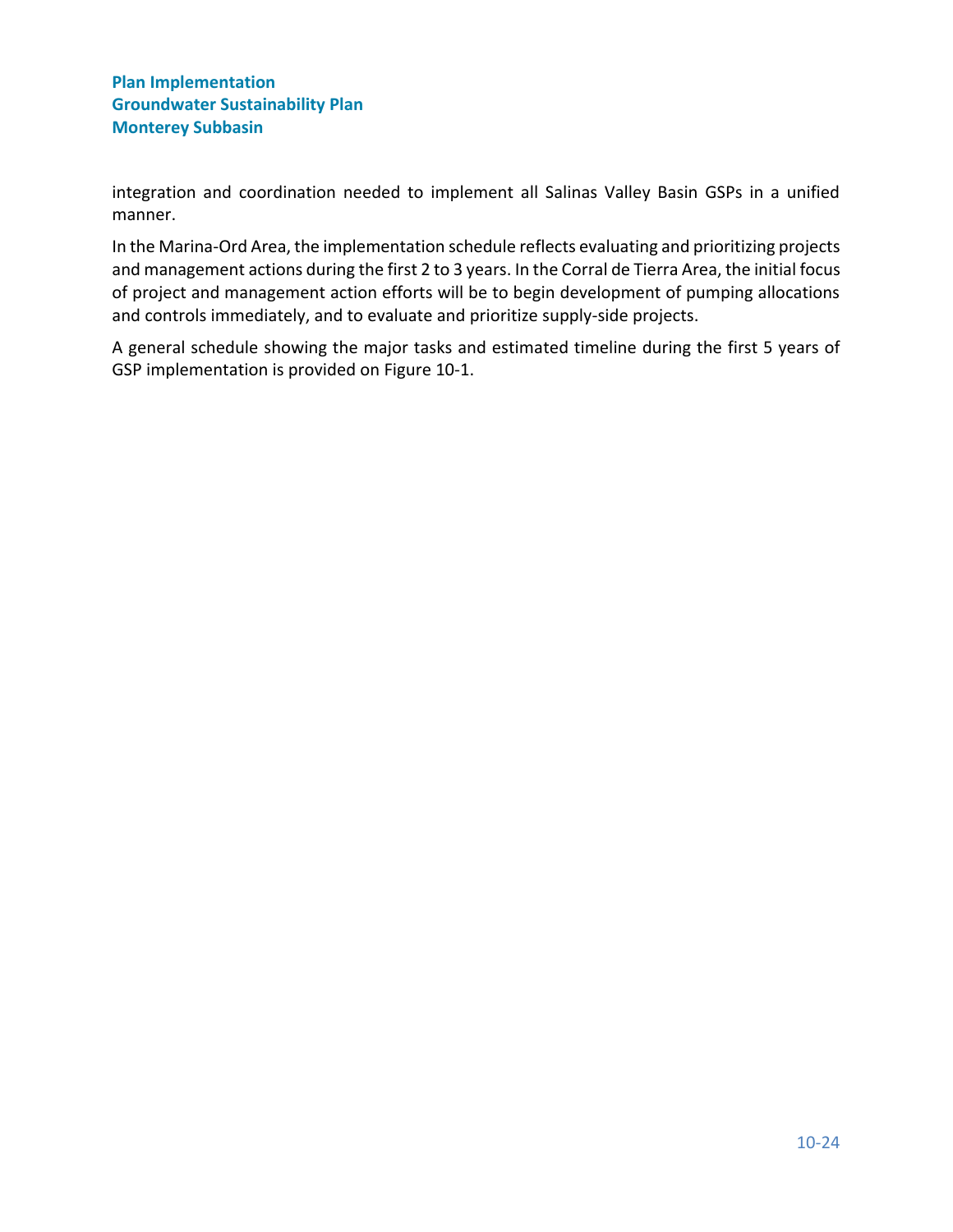integration and coordination needed to implement all Salinas Valley Basin GSPs in a unified manner.

In the Marina-Ord Area, the implementation schedule reflects evaluating and prioritizing projects and management actions during the first 2 to 3 years. In the Corral de Tierra Area, the initial focus of project and management action efforts will be to begin development of pumping allocations and controls immediately, and to evaluate and prioritize supply-side projects.

A general schedule showing the major tasks and estimated timeline during the first 5 years of GSP implementation is provided on Figure 10-1.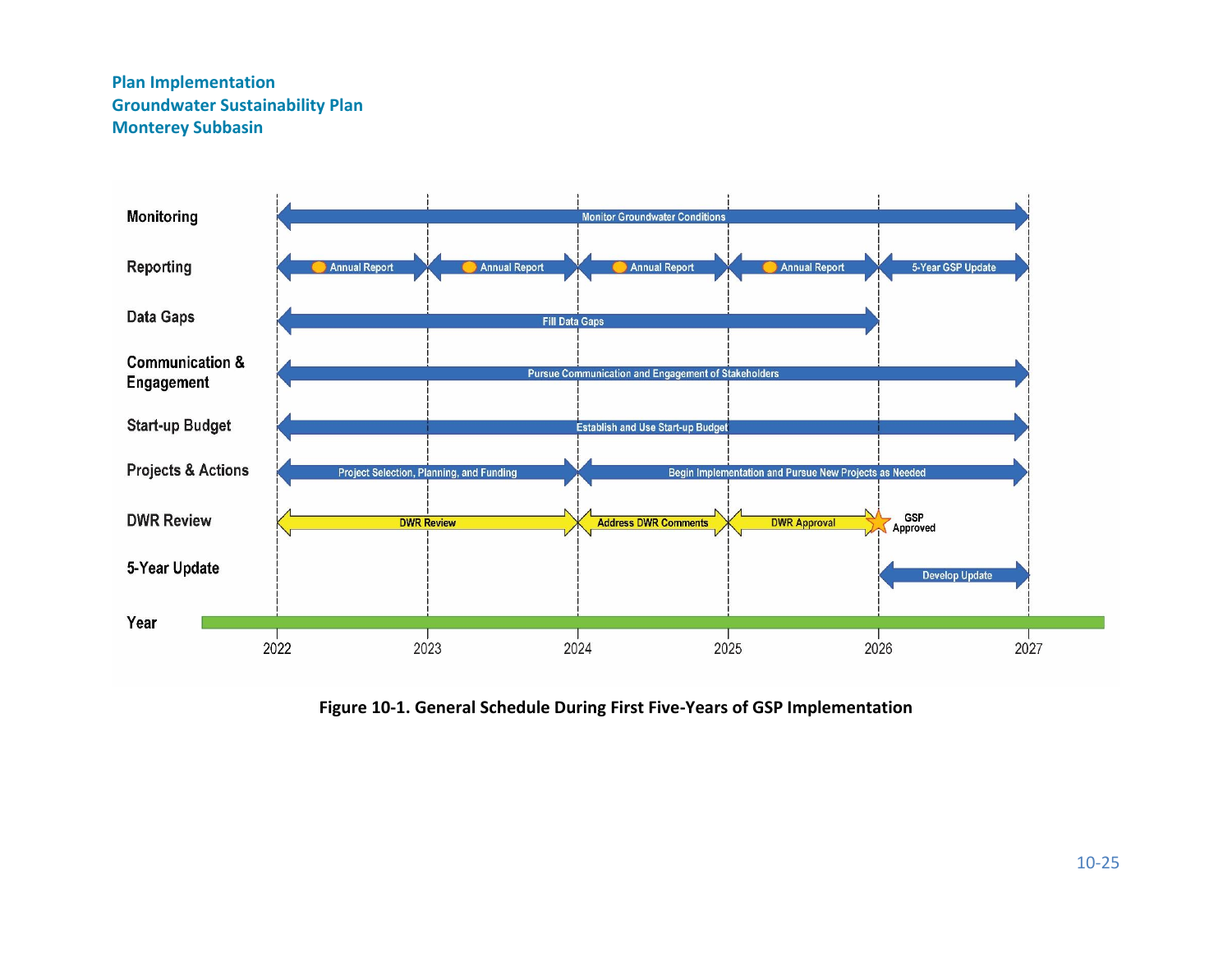Monitoring

Monitor Groundwater Conditions

Reporting

Annual Report

Annual Report

Annual Report

Annual Report

5-Year GSP Update

Data Gaps

Fill Data Gaps

Communication & Engagement

Pursue Communication and Engagement of Stakeholders

Start-up Budget

Establish and Use Start-up Budget

Projects & Actions

Project Selection, Planning, and Funding

Begin Implementation and Pursue New Projects as Needed

DWR Review

DWR Review

Address DWR Comments

DWR Approval

GSP Approved

5-Year Update

Develop Update

Year

2022

2023

2024

2025

2026

2027

**Figure 10-1. General Schedule During First Five-Years of GSP Implementation**